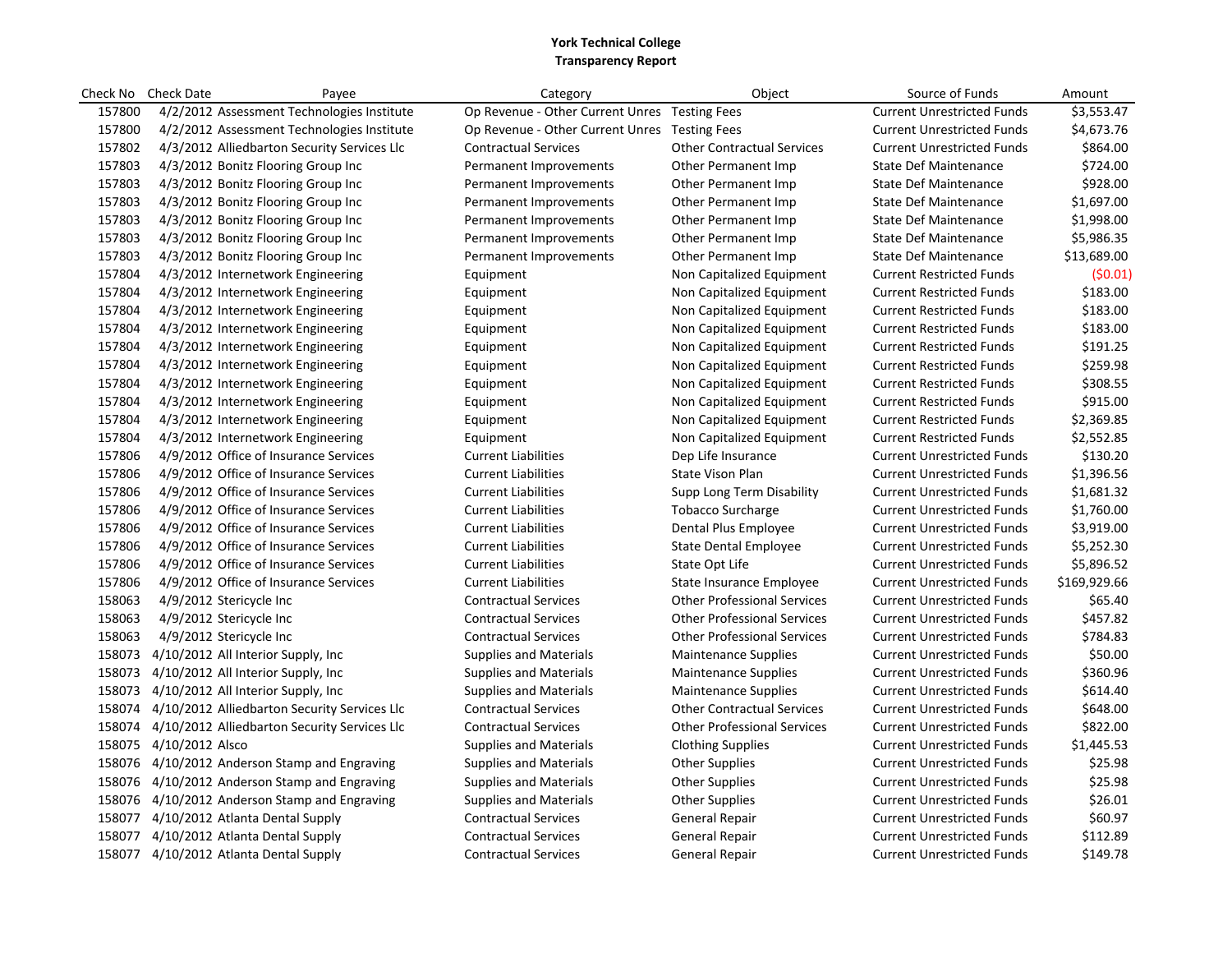# York Technical College
## Transparency Report

| Check No | Check Date | Payee | Category | Object | Source of Funds | Amount |
|---|---|---|---|---|---|---|
| 157800 | 4/2/2012 | Assessment Technologies Institute | Op Revenue - Other Current Unres | Testing Fees | Current Unrestricted Funds | $3,553.47 |
| 157800 | 4/2/2012 | Assessment Technologies Institute | Op Revenue - Other Current Unres | Testing Fees | Current Unrestricted Funds | $4,673.76 |
| 157802 | 4/3/2012 | Alliedbarton Security Services Llc | Contractual Services | Other Contractual Services | Current Unrestricted Funds | $864.00 |
| 157803 | 4/3/2012 | Bonitz Flooring Group Inc | Permanent Improvements | Other Permanent Imp | State Def Maintenance | $724.00 |
| 157803 | 4/3/2012 | Bonitz Flooring Group Inc | Permanent Improvements | Other Permanent Imp | State Def Maintenance | $928.00 |
| 157803 | 4/3/2012 | Bonitz Flooring Group Inc | Permanent Improvements | Other Permanent Imp | State Def Maintenance | $1,697.00 |
| 157803 | 4/3/2012 | Bonitz Flooring Group Inc | Permanent Improvements | Other Permanent Imp | State Def Maintenance | $1,998.00 |
| 157803 | 4/3/2012 | Bonitz Flooring Group Inc | Permanent Improvements | Other Permanent Imp | State Def Maintenance | $5,986.35 |
| 157803 | 4/3/2012 | Bonitz Flooring Group Inc | Permanent Improvements | Other Permanent Imp | State Def Maintenance | $13,689.00 |
| 157804 | 4/3/2012 | Internetwork Engineering | Equipment | Non Capitalized Equipment | Current Restricted Funds | ($0.01) |
| 157804 | 4/3/2012 | Internetwork Engineering | Equipment | Non Capitalized Equipment | Current Restricted Funds | $183.00 |
| 157804 | 4/3/2012 | Internetwork Engineering | Equipment | Non Capitalized Equipment | Current Restricted Funds | $183.00 |
| 157804 | 4/3/2012 | Internetwork Engineering | Equipment | Non Capitalized Equipment | Current Restricted Funds | $183.00 |
| 157804 | 4/3/2012 | Internetwork Engineering | Equipment | Non Capitalized Equipment | Current Restricted Funds | $191.25 |
| 157804 | 4/3/2012 | Internetwork Engineering | Equipment | Non Capitalized Equipment | Current Restricted Funds | $259.98 |
| 157804 | 4/3/2012 | Internetwork Engineering | Equipment | Non Capitalized Equipment | Current Restricted Funds | $308.55 |
| 157804 | 4/3/2012 | Internetwork Engineering | Equipment | Non Capitalized Equipment | Current Restricted Funds | $915.00 |
| 157804 | 4/3/2012 | Internetwork Engineering | Equipment | Non Capitalized Equipment | Current Restricted Funds | $2,369.85 |
| 157804 | 4/3/2012 | Internetwork Engineering | Equipment | Non Capitalized Equipment | Current Restricted Funds | $2,552.85 |
| 157806 | 4/9/2012 | Office of Insurance Services | Current Liabilities | Dep Life Insurance | Current Unrestricted Funds | $130.20 |
| 157806 | 4/9/2012 | Office of Insurance Services | Current Liabilities | State Vison Plan | Current Unrestricted Funds | $1,396.56 |
| 157806 | 4/9/2012 | Office of Insurance Services | Current Liabilities | Supp Long Term Disability | Current Unrestricted Funds | $1,681.32 |
| 157806 | 4/9/2012 | Office of Insurance Services | Current Liabilities | Tobacco Surcharge | Current Unrestricted Funds | $1,760.00 |
| 157806 | 4/9/2012 | Office of Insurance Services | Current Liabilities | Dental Plus Employee | Current Unrestricted Funds | $3,919.00 |
| 157806 | 4/9/2012 | Office of Insurance Services | Current Liabilities | State Dental Employee | Current Unrestricted Funds | $5,252.30 |
| 157806 | 4/9/2012 | Office of Insurance Services | Current Liabilities | State Opt Life | Current Unrestricted Funds | $5,896.52 |
| 157806 | 4/9/2012 | Office of Insurance Services | Current Liabilities | State Insurance Employee | Current Unrestricted Funds | $169,929.66 |
| 158063 | 4/9/2012 | Stericycle Inc | Contractual Services | Other Professional Services | Current Unrestricted Funds | $65.40 |
| 158063 | 4/9/2012 | Stericycle Inc | Contractual Services | Other Professional Services | Current Unrestricted Funds | $457.82 |
| 158063 | 4/9/2012 | Stericycle Inc | Contractual Services | Other Professional Services | Current Unrestricted Funds | $784.83 |
| 158073 | 4/10/2012 | All Interior Supply, Inc | Supplies and Materials | Maintenance Supplies | Current Unrestricted Funds | $50.00 |
| 158073 | 4/10/2012 | All Interior Supply, Inc | Supplies and Materials | Maintenance Supplies | Current Unrestricted Funds | $360.96 |
| 158073 | 4/10/2012 | All Interior Supply, Inc | Supplies and Materials | Maintenance Supplies | Current Unrestricted Funds | $614.40 |
| 158074 | 4/10/2012 | Alliedbarton Security Services Llc | Contractual Services | Other Contractual Services | Current Unrestricted Funds | $648.00 |
| 158074 | 4/10/2012 | Alliedbarton Security Services Llc | Contractual Services | Other Professional Services | Current Unrestricted Funds | $822.00 |
| 158075 | 4/10/2012 | Alsco | Supplies and Materials | Clothing Supplies | Current Unrestricted Funds | $1,445.53 |
| 158076 | 4/10/2012 | Anderson Stamp and Engraving | Supplies and Materials | Other Supplies | Current Unrestricted Funds | $25.98 |
| 158076 | 4/10/2012 | Anderson Stamp and Engraving | Supplies and Materials | Other Supplies | Current Unrestricted Funds | $25.98 |
| 158076 | 4/10/2012 | Anderson Stamp and Engraving | Supplies and Materials | Other Supplies | Current Unrestricted Funds | $26.01 |
| 158077 | 4/10/2012 | Atlanta Dental Supply | Contractual Services | General Repair | Current Unrestricted Funds | $60.97 |
| 158077 | 4/10/2012 | Atlanta Dental Supply | Contractual Services | General Repair | Current Unrestricted Funds | $112.89 |
| 158077 | 4/10/2012 | Atlanta Dental Supply | Contractual Services | General Repair | Current Unrestricted Funds | $149.78 |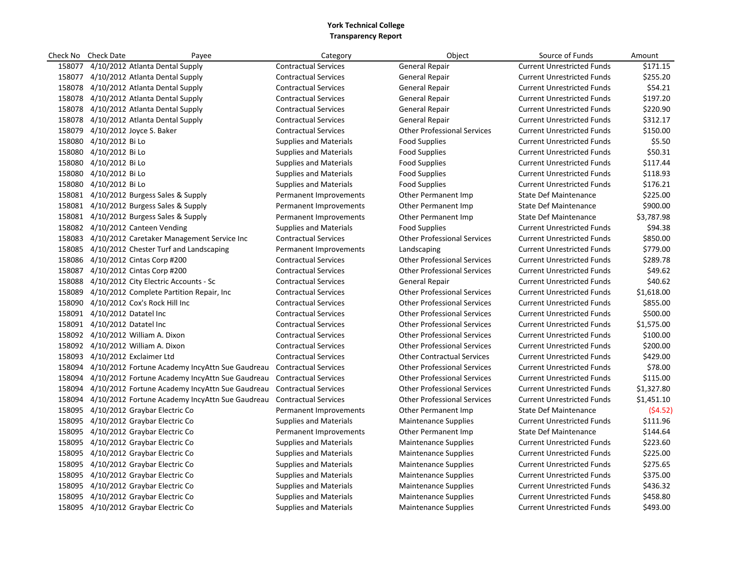**York Technical College**
**Transparency Report**

| Check No | Check Date | Payee | Category | Object | Source of Funds | Amount |
|---|---|---|---|---|---|---|
| 158077 | 4/10/2012 | Atlanta Dental Supply | Contractual Services | General Repair | Current Unrestricted Funds | $171.15 |
| 158077 | 4/10/2012 | Atlanta Dental Supply | Contractual Services | General Repair | Current Unrestricted Funds | $255.20 |
| 158078 | 4/10/2012 | Atlanta Dental Supply | Contractual Services | General Repair | Current Unrestricted Funds | $54.21 |
| 158078 | 4/10/2012 | Atlanta Dental Supply | Contractual Services | General Repair | Current Unrestricted Funds | $197.20 |
| 158078 | 4/10/2012 | Atlanta Dental Supply | Contractual Services | General Repair | Current Unrestricted Funds | $220.90 |
| 158078 | 4/10/2012 | Atlanta Dental Supply | Contractual Services | General Repair | Current Unrestricted Funds | $312.17 |
| 158079 | 4/10/2012 | Joyce S. Baker | Contractual Services | Other Professional Services | Current Unrestricted Funds | $150.00 |
| 158080 | 4/10/2012 | Bi Lo | Supplies and Materials | Food Supplies | Current Unrestricted Funds | $5.50 |
| 158080 | 4/10/2012 | Bi Lo | Supplies and Materials | Food Supplies | Current Unrestricted Funds | $50.31 |
| 158080 | 4/10/2012 | Bi Lo | Supplies and Materials | Food Supplies | Current Unrestricted Funds | $117.44 |
| 158080 | 4/10/2012 | Bi Lo | Supplies and Materials | Food Supplies | Current Unrestricted Funds | $118.93 |
| 158080 | 4/10/2012 | Bi Lo | Supplies and Materials | Food Supplies | Current Unrestricted Funds | $176.21 |
| 158081 | 4/10/2012 | Burgess Sales & Supply | Permanent Improvements | Other Permanent Imp | State Def Maintenance | $225.00 |
| 158081 | 4/10/2012 | Burgess Sales & Supply | Permanent Improvements | Other Permanent Imp | State Def Maintenance | $900.00 |
| 158081 | 4/10/2012 | Burgess Sales & Supply | Permanent Improvements | Other Permanent Imp | State Def Maintenance | $3,787.98 |
| 158082 | 4/10/2012 | Canteen Vending | Supplies and Materials | Food Supplies | Current Unrestricted Funds | $94.38 |
| 158083 | 4/10/2012 | Caretaker Management Service Inc | Contractual Services | Other Professional Services | Current Unrestricted Funds | $850.00 |
| 158085 | 4/10/2012 | Chester Turf and Landscaping | Permanent Improvements | Landscaping | Current Unrestricted Funds | $779.00 |
| 158086 | 4/10/2012 | Cintas Corp #200 | Contractual Services | Other Professional Services | Current Unrestricted Funds | $289.78 |
| 158087 | 4/10/2012 | Cintas Corp #200 | Contractual Services | Other Professional Services | Current Unrestricted Funds | $49.62 |
| 158088 | 4/10/2012 | City Electric Accounts - Sc | Contractual Services | General Repair | Current Unrestricted Funds | $40.62 |
| 158089 | 4/10/2012 | Complete Partition Repair, Inc | Contractual Services | Other Professional Services | Current Unrestricted Funds | $1,618.00 |
| 158090 | 4/10/2012 | Cox's Rock Hill Inc | Contractual Services | Other Professional Services | Current Unrestricted Funds | $855.00 |
| 158091 | 4/10/2012 | Datatel Inc | Contractual Services | Other Professional Services | Current Unrestricted Funds | $500.00 |
| 158091 | 4/10/2012 | Datatel Inc | Contractual Services | Other Professional Services | Current Unrestricted Funds | $1,575.00 |
| 158092 | 4/10/2012 | William A. Dixon | Contractual Services | Other Professional Services | Current Unrestricted Funds | $100.00 |
| 158092 | 4/10/2012 | William A. Dixon | Contractual Services | Other Professional Services | Current Unrestricted Funds | $200.00 |
| 158093 | 4/10/2012 | Exclaimer Ltd | Contractual Services | Other Contractual Services | Current Unrestricted Funds | $429.00 |
| 158094 | 4/10/2012 | Fortune Academy IncyAttn Sue Gaudreau | Contractual Services | Other Professional Services | Current Unrestricted Funds | $78.00 |
| 158094 | 4/10/2012 | Fortune Academy IncyAttn Sue Gaudreau | Contractual Services | Other Professional Services | Current Unrestricted Funds | $115.00 |
| 158094 | 4/10/2012 | Fortune Academy IncyAttn Sue Gaudreau | Contractual Services | Other Professional Services | Current Unrestricted Funds | $1,327.80 |
| 158094 | 4/10/2012 | Fortune Academy IncyAttn Sue Gaudreau | Contractual Services | Other Professional Services | Current Unrestricted Funds | $1,451.10 |
| 158095 | 4/10/2012 | Graybar Electric Co | Permanent Improvements | Other Permanent Imp | State Def Maintenance | ($4.52) |
| 158095 | 4/10/2012 | Graybar Electric Co | Supplies and Materials | Maintenance Supplies | Current Unrestricted Funds | $111.96 |
| 158095 | 4/10/2012 | Graybar Electric Co | Permanent Improvements | Other Permanent Imp | State Def Maintenance | $144.64 |
| 158095 | 4/10/2012 | Graybar Electric Co | Supplies and Materials | Maintenance Supplies | Current Unrestricted Funds | $223.60 |
| 158095 | 4/10/2012 | Graybar Electric Co | Supplies and Materials | Maintenance Supplies | Current Unrestricted Funds | $225.00 |
| 158095 | 4/10/2012 | Graybar Electric Co | Supplies and Materials | Maintenance Supplies | Current Unrestricted Funds | $275.65 |
| 158095 | 4/10/2012 | Graybar Electric Co | Supplies and Materials | Maintenance Supplies | Current Unrestricted Funds | $375.00 |
| 158095 | 4/10/2012 | Graybar Electric Co | Supplies and Materials | Maintenance Supplies | Current Unrestricted Funds | $436.32 |
| 158095 | 4/10/2012 | Graybar Electric Co | Supplies and Materials | Maintenance Supplies | Current Unrestricted Funds | $458.80 |
| 158095 | 4/10/2012 | Graybar Electric Co | Supplies and Materials | Maintenance Supplies | Current Unrestricted Funds | $493.00 |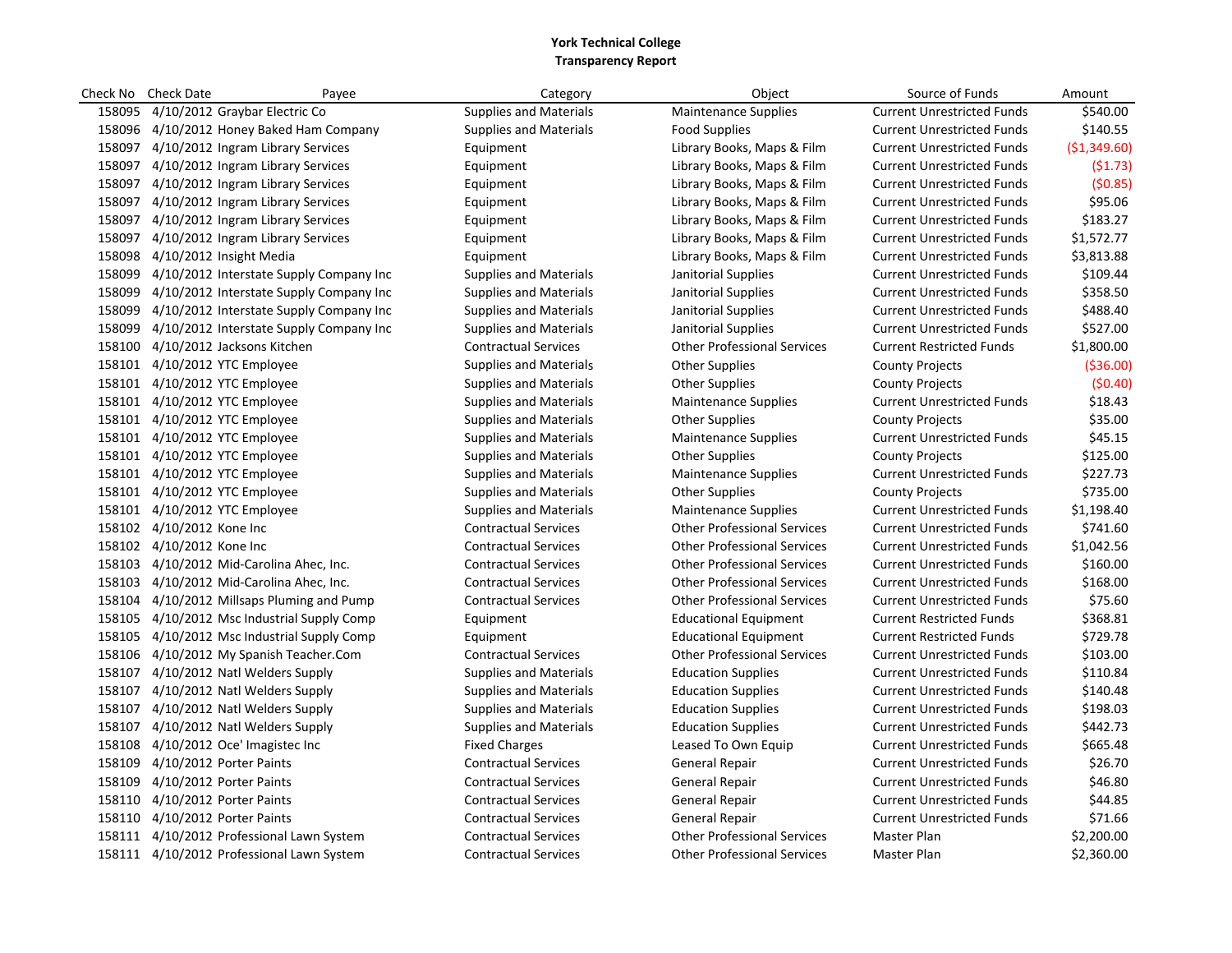**York Technical College**
**Transparency Report**

| Check No | Check Date | Payee | Category | Object | Source of Funds | Amount |
|---|---|---|---|---|---|---|
| 158095 | 4/10/2012 | Graybar Electric Co | Supplies and Materials | Maintenance Supplies | Current Unrestricted Funds | $540.00 |
| 158096 | 4/10/2012 | Honey Baked Ham Company | Supplies and Materials | Food Supplies | Current Unrestricted Funds | $140.55 |
| 158097 | 4/10/2012 | Ingram Library Services | Equipment | Library Books, Maps & Film | Current Unrestricted Funds | ($1,349.60) |
| 158097 | 4/10/2012 | Ingram Library Services | Equipment | Library Books, Maps & Film | Current Unrestricted Funds | ($1.73) |
| 158097 | 4/10/2012 | Ingram Library Services | Equipment | Library Books, Maps & Film | Current Unrestricted Funds | ($0.85) |
| 158097 | 4/10/2012 | Ingram Library Services | Equipment | Library Books, Maps & Film | Current Unrestricted Funds | $95.06 |
| 158097 | 4/10/2012 | Ingram Library Services | Equipment | Library Books, Maps & Film | Current Unrestricted Funds | $183.27 |
| 158097 | 4/10/2012 | Ingram Library Services | Equipment | Library Books, Maps & Film | Current Unrestricted Funds | $1,572.77 |
| 158098 | 4/10/2012 | Insight Media | Equipment | Library Books, Maps & Film | Current Unrestricted Funds | $3,813.88 |
| 158099 | 4/10/2012 | Interstate Supply Company Inc | Supplies and Materials | Janitorial Supplies | Current Unrestricted Funds | $109.44 |
| 158099 | 4/10/2012 | Interstate Supply Company Inc | Supplies and Materials | Janitorial Supplies | Current Unrestricted Funds | $358.50 |
| 158099 | 4/10/2012 | Interstate Supply Company Inc | Supplies and Materials | Janitorial Supplies | Current Unrestricted Funds | $488.40 |
| 158099 | 4/10/2012 | Interstate Supply Company Inc | Supplies and Materials | Janitorial Supplies | Current Unrestricted Funds | $527.00 |
| 158100 | 4/10/2012 | Jacksons Kitchen | Contractual Services | Other Professional Services | Current Restricted Funds | $1,800.00 |
| 158101 | 4/10/2012 | YTC Employee | Supplies and Materials | Other Supplies | County Projects | ($36.00) |
| 158101 | 4/10/2012 | YTC Employee | Supplies and Materials | Other Supplies | County Projects | ($0.40) |
| 158101 | 4/10/2012 | YTC Employee | Supplies and Materials | Maintenance Supplies | Current Unrestricted Funds | $18.43 |
| 158101 | 4/10/2012 | YTC Employee | Supplies and Materials | Other Supplies | County Projects | $35.00 |
| 158101 | 4/10/2012 | YTC Employee | Supplies and Materials | Maintenance Supplies | Current Unrestricted Funds | $45.15 |
| 158101 | 4/10/2012 | YTC Employee | Supplies and Materials | Other Supplies | County Projects | $125.00 |
| 158101 | 4/10/2012 | YTC Employee | Supplies and Materials | Maintenance Supplies | Current Unrestricted Funds | $227.73 |
| 158101 | 4/10/2012 | YTC Employee | Supplies and Materials | Other Supplies | County Projects | $735.00 |
| 158101 | 4/10/2012 | YTC Employee | Supplies and Materials | Maintenance Supplies | Current Unrestricted Funds | $1,198.40 |
| 158102 | 4/10/2012 | Kone Inc | Contractual Services | Other Professional Services | Current Unrestricted Funds | $741.60 |
| 158102 | 4/10/2012 | Kone Inc | Contractual Services | Other Professional Services | Current Unrestricted Funds | $1,042.56 |
| 158103 | 4/10/2012 | Mid-Carolina Ahec, Inc. | Contractual Services | Other Professional Services | Current Unrestricted Funds | $160.00 |
| 158103 | 4/10/2012 | Mid-Carolina Ahec, Inc. | Contractual Services | Other Professional Services | Current Unrestricted Funds | $168.00 |
| 158104 | 4/10/2012 | Millsaps Pluming and Pump | Contractual Services | Other Professional Services | Current Unrestricted Funds | $75.60 |
| 158105 | 4/10/2012 | Msc Industrial Supply Comp | Equipment | Educational Equipment | Current Restricted Funds | $368.81 |
| 158105 | 4/10/2012 | Msc Industrial Supply Comp | Equipment | Educational Equipment | Current Restricted Funds | $729.78 |
| 158106 | 4/10/2012 | My Spanish Teacher.Com | Contractual Services | Other Professional Services | Current Unrestricted Funds | $103.00 |
| 158107 | 4/10/2012 | Natl Welders Supply | Supplies and Materials | Education Supplies | Current Unrestricted Funds | $110.84 |
| 158107 | 4/10/2012 | Natl Welders Supply | Supplies and Materials | Education Supplies | Current Unrestricted Funds | $140.48 |
| 158107 | 4/10/2012 | Natl Welders Supply | Supplies and Materials | Education Supplies | Current Unrestricted Funds | $198.03 |
| 158107 | 4/10/2012 | Natl Welders Supply | Supplies and Materials | Education Supplies | Current Unrestricted Funds | $442.73 |
| 158108 | 4/10/2012 | Oce' Imagistec Inc | Fixed Charges | Leased To Own Equip | Current Unrestricted Funds | $665.48 |
| 158109 | 4/10/2012 | Porter Paints | Contractual Services | General Repair | Current Unrestricted Funds | $26.70 |
| 158109 | 4/10/2012 | Porter Paints | Contractual Services | General Repair | Current Unrestricted Funds | $46.80 |
| 158110 | 4/10/2012 | Porter Paints | Contractual Services | General Repair | Current Unrestricted Funds | $44.85 |
| 158110 | 4/10/2012 | Porter Paints | Contractual Services | General Repair | Current Unrestricted Funds | $71.66 |
| 158111 | 4/10/2012 | Professional Lawn System | Contractual Services | Other Professional Services | Master Plan | $2,200.00 |
| 158111 | 4/10/2012 | Professional Lawn System | Contractual Services | Other Professional Services | Master Plan | $2,360.00 |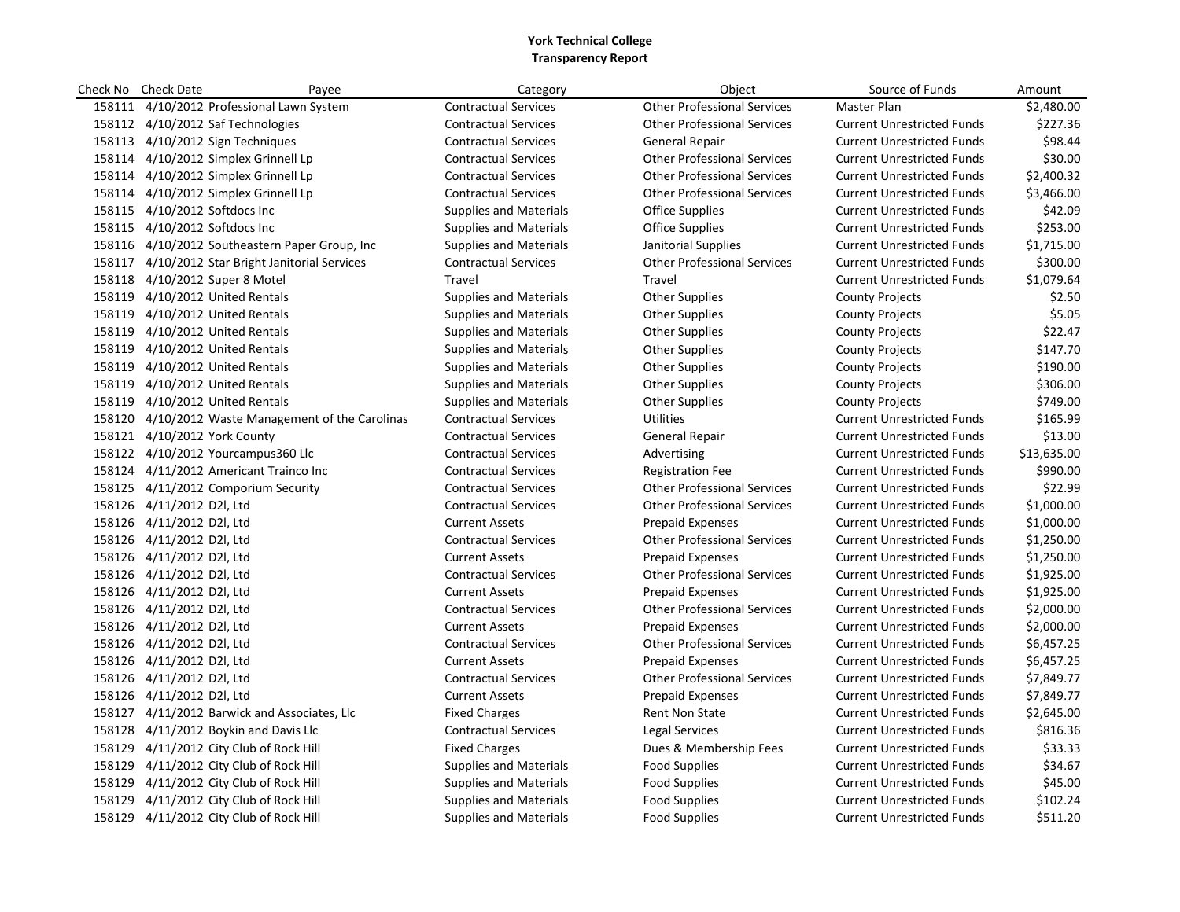**York Technical College**
**Transparency Report**

| Check No | Check Date | Payee | Category | Object | Source of Funds | Amount |
|---|---|---|---|---|---|---|
| 158111 | 4/10/2012 | Professional Lawn System | Contractual Services | Other Professional Services | Master Plan | $2,480.00 |
| 158112 | 4/10/2012 | Saf Technologies | Contractual Services | Other Professional Services | Current Unrestricted Funds | $227.36 |
| 158113 | 4/10/2012 | Sign Techniques | Contractual Services | General Repair | Current Unrestricted Funds | $98.44 |
| 158114 | 4/10/2012 | Simplex Grinnell Lp | Contractual Services | Other Professional Services | Current Unrestricted Funds | $30.00 |
| 158114 | 4/10/2012 | Simplex Grinnell Lp | Contractual Services | Other Professional Services | Current Unrestricted Funds | $2,400.32 |
| 158114 | 4/10/2012 | Simplex Grinnell Lp | Contractual Services | Other Professional Services | Current Unrestricted Funds | $3,466.00 |
| 158115 | 4/10/2012 | Softdocs Inc | Supplies and Materials | Office Supplies | Current Unrestricted Funds | $42.09 |
| 158115 | 4/10/2012 | Softdocs Inc | Supplies and Materials | Office Supplies | Current Unrestricted Funds | $253.00 |
| 158116 | 4/10/2012 | Southeastern Paper Group, Inc | Supplies and Materials | Janitorial Supplies | Current Unrestricted Funds | $1,715.00 |
| 158117 | 4/10/2012 | Star Bright Janitorial Services | Contractual Services | Other Professional Services | Current Unrestricted Funds | $300.00 |
| 158118 | 4/10/2012 | Super 8 Motel | Travel | Travel | Current Unrestricted Funds | $1,079.64 |
| 158119 | 4/10/2012 | United Rentals | Supplies and Materials | Other Supplies | County Projects | $2.50 |
| 158119 | 4/10/2012 | United Rentals | Supplies and Materials | Other Supplies | County Projects | $5.05 |
| 158119 | 4/10/2012 | United Rentals | Supplies and Materials | Other Supplies | County Projects | $22.47 |
| 158119 | 4/10/2012 | United Rentals | Supplies and Materials | Other Supplies | County Projects | $147.70 |
| 158119 | 4/10/2012 | United Rentals | Supplies and Materials | Other Supplies | County Projects | $190.00 |
| 158119 | 4/10/2012 | United Rentals | Supplies and Materials | Other Supplies | County Projects | $306.00 |
| 158119 | 4/10/2012 | United Rentals | Supplies and Materials | Other Supplies | County Projects | $749.00 |
| 158120 | 4/10/2012 | Waste Management of the Carolinas | Contractual Services | Utilities | Current Unrestricted Funds | $165.99 |
| 158121 | 4/10/2012 | York County | Contractual Services | General Repair | Current Unrestricted Funds | $13.00 |
| 158122 | 4/10/2012 | Yourcampus360 Llc | Contractual Services | Advertising | Current Unrestricted Funds | $13,635.00 |
| 158124 | 4/11/2012 | Americant Trainco Inc | Contractual Services | Registration Fee | Current Unrestricted Funds | $990.00 |
| 158125 | 4/11/2012 | Comporium Security | Contractual Services | Other Professional Services | Current Unrestricted Funds | $22.99 |
| 158126 | 4/11/2012 | D2l, Ltd | Contractual Services | Other Professional Services | Current Unrestricted Funds | $1,000.00 |
| 158126 | 4/11/2012 | D2l, Ltd | Current Assets | Prepaid Expenses | Current Unrestricted Funds | $1,000.00 |
| 158126 | 4/11/2012 | D2l, Ltd | Contractual Services | Other Professional Services | Current Unrestricted Funds | $1,250.00 |
| 158126 | 4/11/2012 | D2l, Ltd | Current Assets | Prepaid Expenses | Current Unrestricted Funds | $1,250.00 |
| 158126 | 4/11/2012 | D2l, Ltd | Contractual Services | Other Professional Services | Current Unrestricted Funds | $1,925.00 |
| 158126 | 4/11/2012 | D2l, Ltd | Current Assets | Prepaid Expenses | Current Unrestricted Funds | $1,925.00 |
| 158126 | 4/11/2012 | D2l, Ltd | Contractual Services | Other Professional Services | Current Unrestricted Funds | $2,000.00 |
| 158126 | 4/11/2012 | D2l, Ltd | Current Assets | Prepaid Expenses | Current Unrestricted Funds | $2,000.00 |
| 158126 | 4/11/2012 | D2l, Ltd | Contractual Services | Other Professional Services | Current Unrestricted Funds | $6,457.25 |
| 158126 | 4/11/2012 | D2l, Ltd | Current Assets | Prepaid Expenses | Current Unrestricted Funds | $6,457.25 |
| 158126 | 4/11/2012 | D2l, Ltd | Contractual Services | Other Professional Services | Current Unrestricted Funds | $7,849.77 |
| 158126 | 4/11/2012 | D2l, Ltd | Current Assets | Prepaid Expenses | Current Unrestricted Funds | $7,849.77 |
| 158127 | 4/11/2012 | Barwick and Associates, Llc | Fixed Charges | Rent Non State | Current Unrestricted Funds | $2,645.00 |
| 158128 | 4/11/2012 | Boykin and Davis Llc | Contractual Services | Legal Services | Current Unrestricted Funds | $816.36 |
| 158129 | 4/11/2012 | City Club of Rock Hill | Fixed Charges | Dues & Membership Fees | Current Unrestricted Funds | $33.33 |
| 158129 | 4/11/2012 | City Club of Rock Hill | Supplies and Materials | Food Supplies | Current Unrestricted Funds | $34.67 |
| 158129 | 4/11/2012 | City Club of Rock Hill | Supplies and Materials | Food Supplies | Current Unrestricted Funds | $45.00 |
| 158129 | 4/11/2012 | City Club of Rock Hill | Supplies and Materials | Food Supplies | Current Unrestricted Funds | $102.24 |
| 158129 | 4/11/2012 | City Club of Rock Hill | Supplies and Materials | Food Supplies | Current Unrestricted Funds | $511.20 |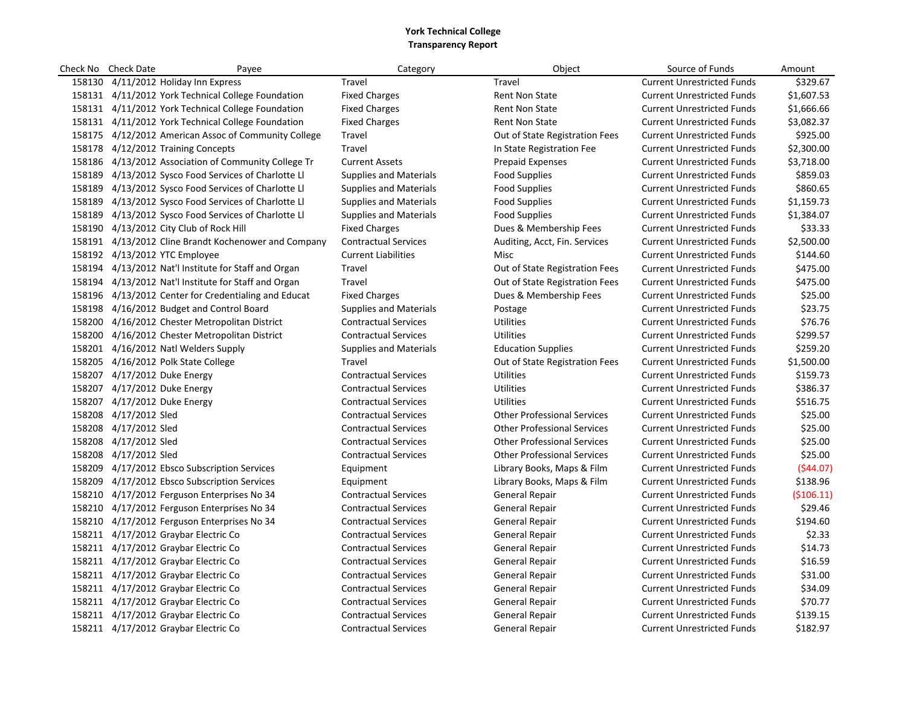**York Technical College**
**Transparency Report**

| Check No | Check Date | Payee | Category | Object | Source of Funds | Amount |
|---|---|---|---|---|---|---|
| 158130 | 4/11/2012 | Holiday Inn Express | Travel | Travel | Current Unrestricted Funds | $329.67 |
| 158131 | 4/11/2012 | York Technical College Foundation | Fixed Charges | Rent Non State | Current Unrestricted Funds | $1,607.53 |
| 158131 | 4/11/2012 | York Technical College Foundation | Fixed Charges | Rent Non State | Current Unrestricted Funds | $1,666.66 |
| 158131 | 4/11/2012 | York Technical College Foundation | Fixed Charges | Rent Non State | Current Unrestricted Funds | $3,082.37 |
| 158175 | 4/12/2012 | American Assoc of Community College | Travel | Out of State Registration Fees | Current Unrestricted Funds | $925.00 |
| 158178 | 4/12/2012 | Training Concepts | Travel | In State Registration Fee | Current Unrestricted Funds | $2,300.00 |
| 158186 | 4/13/2012 | Association of Community College Tr | Current Assets | Prepaid Expenses | Current Unrestricted Funds | $3,718.00 |
| 158189 | 4/13/2012 | Sysco Food Services of Charlotte Ll | Supplies and Materials | Food Supplies | Current Unrestricted Funds | $859.03 |
| 158189 | 4/13/2012 | Sysco Food Services of Charlotte Ll | Supplies and Materials | Food Supplies | Current Unrestricted Funds | $860.65 |
| 158189 | 4/13/2012 | Sysco Food Services of Charlotte Ll | Supplies and Materials | Food Supplies | Current Unrestricted Funds | $1,159.73 |
| 158189 | 4/13/2012 | Sysco Food Services of Charlotte Ll | Supplies and Materials | Food Supplies | Current Unrestricted Funds | $1,384.07 |
| 158190 | 4/13/2012 | City Club of Rock Hill | Fixed Charges | Dues & Membership Fees | Current Unrestricted Funds | $33.33 |
| 158191 | 4/13/2012 | Cline Brandt Kochenower and Company | Contractual Services | Auditing, Acct, Fin. Services | Current Unrestricted Funds | $2,500.00 |
| 158192 | 4/13/2012 | YTC Employee | Current Liabilities | Misc | Current Unrestricted Funds | $144.60 |
| 158194 | 4/13/2012 | Nat'l Institute for Staff and Organ | Travel | Out of State Registration Fees | Current Unrestricted Funds | $475.00 |
| 158194 | 4/13/2012 | Nat'l Institute for Staff and Organ | Travel | Out of State Registration Fees | Current Unrestricted Funds | $475.00 |
| 158196 | 4/13/2012 | Center for Credentialing and Educat | Fixed Charges | Dues & Membership Fees | Current Unrestricted Funds | $25.00 |
| 158198 | 4/16/2012 | Budget and Control Board | Supplies and Materials | Postage | Current Unrestricted Funds | $23.75 |
| 158200 | 4/16/2012 | Chester Metropolitan District | Contractual Services | Utilities | Current Unrestricted Funds | $76.76 |
| 158200 | 4/16/2012 | Chester Metropolitan District | Contractual Services | Utilities | Current Unrestricted Funds | $299.57 |
| 158201 | 4/16/2012 | Natl Welders Supply | Supplies and Materials | Education Supplies | Current Unrestricted Funds | $259.20 |
| 158205 | 4/16/2012 | Polk State College | Travel | Out of State Registration Fees | Current Unrestricted Funds | $1,500.00 |
| 158207 | 4/17/2012 | Duke Energy | Contractual Services | Utilities | Current Unrestricted Funds | $159.73 |
| 158207 | 4/17/2012 | Duke Energy | Contractual Services | Utilities | Current Unrestricted Funds | $386.37 |
| 158207 | 4/17/2012 | Duke Energy | Contractual Services | Utilities | Current Unrestricted Funds | $516.75 |
| 158208 | 4/17/2012 | Sled | Contractual Services | Other Professional Services | Current Unrestricted Funds | $25.00 |
| 158208 | 4/17/2012 | Sled | Contractual Services | Other Professional Services | Current Unrestricted Funds | $25.00 |
| 158208 | 4/17/2012 | Sled | Contractual Services | Other Professional Services | Current Unrestricted Funds | $25.00 |
| 158208 | 4/17/2012 | Sled | Contractual Services | Other Professional Services | Current Unrestricted Funds | $25.00 |
| 158209 | 4/17/2012 | Ebsco Subscription Services | Equipment | Library Books, Maps & Film | Current Unrestricted Funds | ($44.07) |
| 158209 | 4/17/2012 | Ebsco Subscription Services | Equipment | Library Books, Maps & Film | Current Unrestricted Funds | $138.96 |
| 158210 | 4/17/2012 | Ferguson Enterprises No 34 | Contractual Services | General Repair | Current Unrestricted Funds | ($106.11) |
| 158210 | 4/17/2012 | Ferguson Enterprises No 34 | Contractual Services | General Repair | Current Unrestricted Funds | $29.46 |
| 158210 | 4/17/2012 | Ferguson Enterprises No 34 | Contractual Services | General Repair | Current Unrestricted Funds | $194.60 |
| 158211 | 4/17/2012 | Graybar Electric Co | Contractual Services | General Repair | Current Unrestricted Funds | $2.33 |
| 158211 | 4/17/2012 | Graybar Electric Co | Contractual Services | General Repair | Current Unrestricted Funds | $14.73 |
| 158211 | 4/17/2012 | Graybar Electric Co | Contractual Services | General Repair | Current Unrestricted Funds | $16.59 |
| 158211 | 4/17/2012 | Graybar Electric Co | Contractual Services | General Repair | Current Unrestricted Funds | $31.00 |
| 158211 | 4/17/2012 | Graybar Electric Co | Contractual Services | General Repair | Current Unrestricted Funds | $34.09 |
| 158211 | 4/17/2012 | Graybar Electric Co | Contractual Services | General Repair | Current Unrestricted Funds | $70.77 |
| 158211 | 4/17/2012 | Graybar Electric Co | Contractual Services | General Repair | Current Unrestricted Funds | $139.15 |
| 158211 | 4/17/2012 | Graybar Electric Co | Contractual Services | General Repair | Current Unrestricted Funds | $182.97 |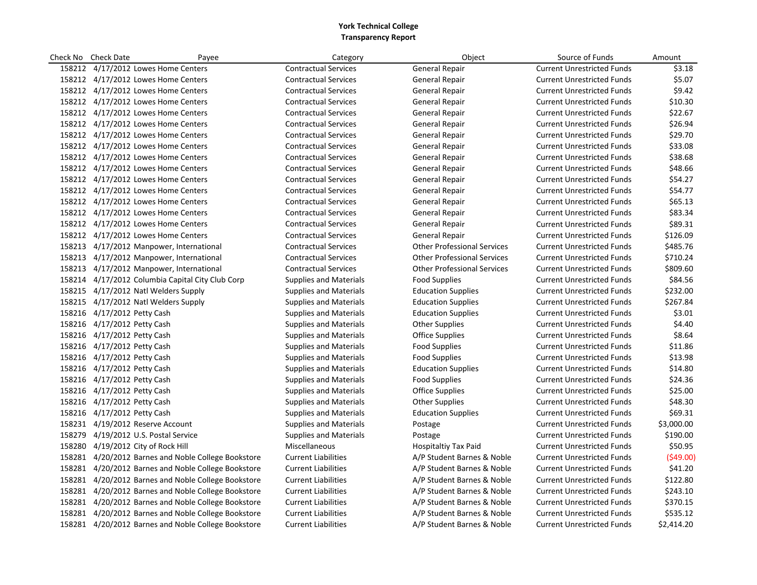**York Technical College**
**Transparency Report**

| Check No | Check Date | Payee | Category | Object | Source of Funds | Amount |
|---|---|---|---|---|---|---|
| 158212 | 4/17/2012 | Lowes Home Centers | Contractual Services | General Repair | Current Unrestricted Funds | $3.18 |
| 158212 | 4/17/2012 | Lowes Home Centers | Contractual Services | General Repair | Current Unrestricted Funds | $5.07 |
| 158212 | 4/17/2012 | Lowes Home Centers | Contractual Services | General Repair | Current Unrestricted Funds | $9.42 |
| 158212 | 4/17/2012 | Lowes Home Centers | Contractual Services | General Repair | Current Unrestricted Funds | $10.30 |
| 158212 | 4/17/2012 | Lowes Home Centers | Contractual Services | General Repair | Current Unrestricted Funds | $22.67 |
| 158212 | 4/17/2012 | Lowes Home Centers | Contractual Services | General Repair | Current Unrestricted Funds | $26.94 |
| 158212 | 4/17/2012 | Lowes Home Centers | Contractual Services | General Repair | Current Unrestricted Funds | $29.70 |
| 158212 | 4/17/2012 | Lowes Home Centers | Contractual Services | General Repair | Current Unrestricted Funds | $33.08 |
| 158212 | 4/17/2012 | Lowes Home Centers | Contractual Services | General Repair | Current Unrestricted Funds | $38.68 |
| 158212 | 4/17/2012 | Lowes Home Centers | Contractual Services | General Repair | Current Unrestricted Funds | $48.66 |
| 158212 | 4/17/2012 | Lowes Home Centers | Contractual Services | General Repair | Current Unrestricted Funds | $54.27 |
| 158212 | 4/17/2012 | Lowes Home Centers | Contractual Services | General Repair | Current Unrestricted Funds | $54.77 |
| 158212 | 4/17/2012 | Lowes Home Centers | Contractual Services | General Repair | Current Unrestricted Funds | $65.13 |
| 158212 | 4/17/2012 | Lowes Home Centers | Contractual Services | General Repair | Current Unrestricted Funds | $83.34 |
| 158212 | 4/17/2012 | Lowes Home Centers | Contractual Services | General Repair | Current Unrestricted Funds | $89.31 |
| 158212 | 4/17/2012 | Lowes Home Centers | Contractual Services | General Repair | Current Unrestricted Funds | $126.09 |
| 158213 | 4/17/2012 | Manpower, International | Contractual Services | Other Professional Services | Current Unrestricted Funds | $485.76 |
| 158213 | 4/17/2012 | Manpower, International | Contractual Services | Other Professional Services | Current Unrestricted Funds | $710.24 |
| 158213 | 4/17/2012 | Manpower, International | Contractual Services | Other Professional Services | Current Unrestricted Funds | $809.60 |
| 158214 | 4/17/2012 | Columbia Capital City Club Corp | Supplies and Materials | Food Supplies | Current Unrestricted Funds | $84.56 |
| 158215 | 4/17/2012 | Natl Welders Supply | Supplies and Materials | Education Supplies | Current Unrestricted Funds | $232.00 |
| 158215 | 4/17/2012 | Natl Welders Supply | Supplies and Materials | Education Supplies | Current Unrestricted Funds | $267.84 |
| 158216 | 4/17/2012 | Petty Cash | Supplies and Materials | Education Supplies | Current Unrestricted Funds | $3.01 |
| 158216 | 4/17/2012 | Petty Cash | Supplies and Materials | Other Supplies | Current Unrestricted Funds | $4.40 |
| 158216 | 4/17/2012 | Petty Cash | Supplies and Materials | Office Supplies | Current Unrestricted Funds | $8.64 |
| 158216 | 4/17/2012 | Petty Cash | Supplies and Materials | Food Supplies | Current Unrestricted Funds | $11.86 |
| 158216 | 4/17/2012 | Petty Cash | Supplies and Materials | Food Supplies | Current Unrestricted Funds | $13.98 |
| 158216 | 4/17/2012 | Petty Cash | Supplies and Materials | Education Supplies | Current Unrestricted Funds | $14.80 |
| 158216 | 4/17/2012 | Petty Cash | Supplies and Materials | Food Supplies | Current Unrestricted Funds | $24.36 |
| 158216 | 4/17/2012 | Petty Cash | Supplies and Materials | Office Supplies | Current Unrestricted Funds | $25.00 |
| 158216 | 4/17/2012 | Petty Cash | Supplies and Materials | Other Supplies | Current Unrestricted Funds | $48.30 |
| 158216 | 4/17/2012 | Petty Cash | Supplies and Materials | Education Supplies | Current Unrestricted Funds | $69.31 |
| 158231 | 4/19/2012 | Reserve Account | Supplies and Materials | Postage | Current Unrestricted Funds | $3,000.00 |
| 158279 | 4/19/2012 | U.S. Postal Service | Supplies and Materials | Postage | Current Unrestricted Funds | $190.00 |
| 158280 | 4/19/2012 | City of Rock Hill | Miscellaneous | Hospitaltiy Tax Paid | Current Unrestricted Funds | $50.95 |
| 158281 | 4/20/2012 | Barnes and Noble College Bookstore | Current Liabilities | A/P Student Barnes & Noble | Current Unrestricted Funds | ($49.00) |
| 158281 | 4/20/2012 | Barnes and Noble College Bookstore | Current Liabilities | A/P Student Barnes & Noble | Current Unrestricted Funds | $41.20 |
| 158281 | 4/20/2012 | Barnes and Noble College Bookstore | Current Liabilities | A/P Student Barnes & Noble | Current Unrestricted Funds | $122.80 |
| 158281 | 4/20/2012 | Barnes and Noble College Bookstore | Current Liabilities | A/P Student Barnes & Noble | Current Unrestricted Funds | $243.10 |
| 158281 | 4/20/2012 | Barnes and Noble College Bookstore | Current Liabilities | A/P Student Barnes & Noble | Current Unrestricted Funds | $370.15 |
| 158281 | 4/20/2012 | Barnes and Noble College Bookstore | Current Liabilities | A/P Student Barnes & Noble | Current Unrestricted Funds | $535.12 |
| 158281 | 4/20/2012 | Barnes and Noble College Bookstore | Current Liabilities | A/P Student Barnes & Noble | Current Unrestricted Funds | $2,414.20 |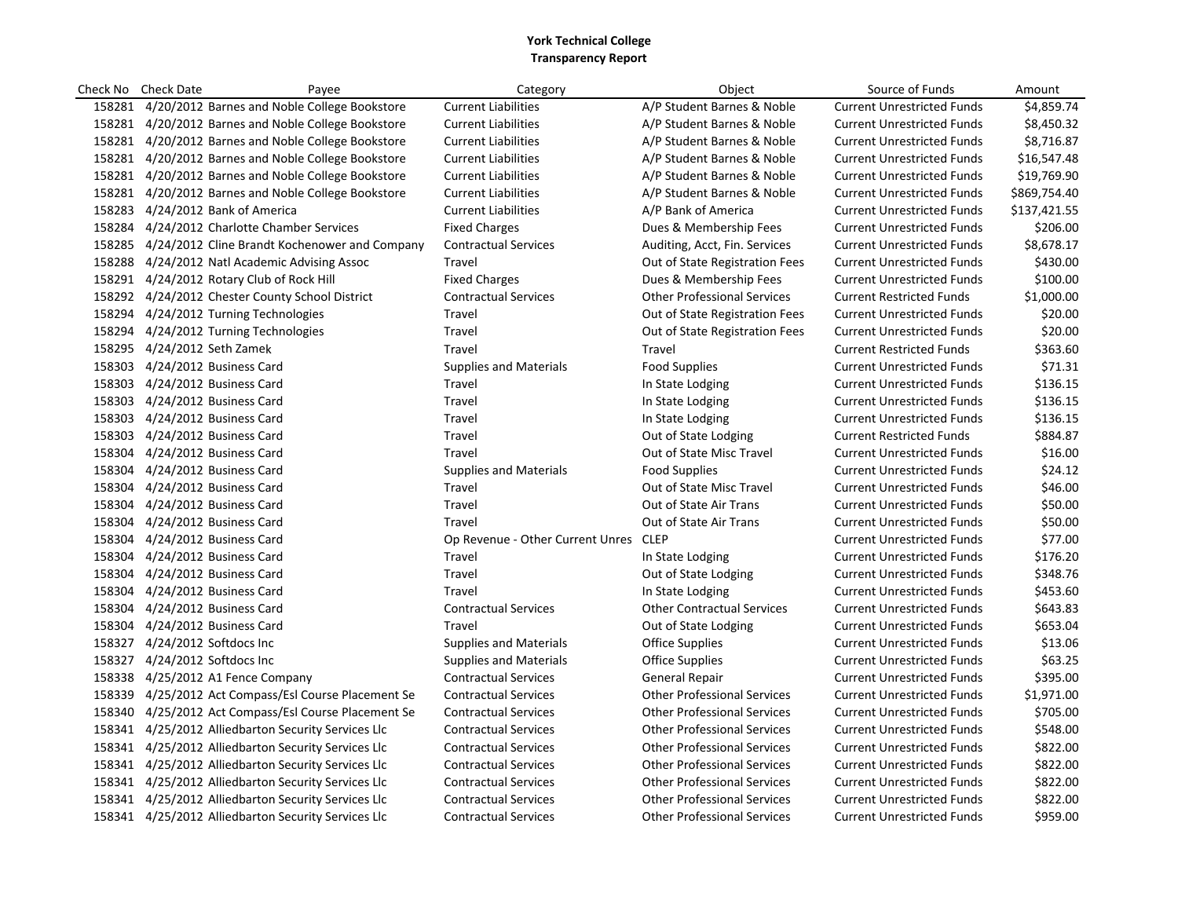# York Technical College
## Transparency Report

| Check No | Check Date | Payee | Category | Object | Source of Funds | Amount |
|---|---|---|---|---|---|---|
| 158281 | 4/20/2012 | Barnes and Noble College Bookstore | Current Liabilities | A/P Student Barnes & Noble | Current Unrestricted Funds | $4,859.74 |
| 158281 | 4/20/2012 | Barnes and Noble College Bookstore | Current Liabilities | A/P Student Barnes & Noble | Current Unrestricted Funds | $8,450.32 |
| 158281 | 4/20/2012 | Barnes and Noble College Bookstore | Current Liabilities | A/P Student Barnes & Noble | Current Unrestricted Funds | $8,716.87 |
| 158281 | 4/20/2012 | Barnes and Noble College Bookstore | Current Liabilities | A/P Student Barnes & Noble | Current Unrestricted Funds | $16,547.48 |
| 158281 | 4/20/2012 | Barnes and Noble College Bookstore | Current Liabilities | A/P Student Barnes & Noble | Current Unrestricted Funds | $19,769.90 |
| 158281 | 4/20/2012 | Barnes and Noble College Bookstore | Current Liabilities | A/P Student Barnes & Noble | Current Unrestricted Funds | $869,754.40 |
| 158283 | 4/24/2012 | Bank of America | Current Liabilities | A/P Bank of America | Current Unrestricted Funds | $137,421.55 |
| 158284 | 4/24/2012 | Charlotte Chamber Services | Fixed Charges | Dues & Membership Fees | Current Unrestricted Funds | $206.00 |
| 158285 | 4/24/2012 | Cline Brandt Kochenower and Company | Contractual Services | Auditing, Acct, Fin. Services | Current Unrestricted Funds | $8,678.17 |
| 158288 | 4/24/2012 | Natl Academic Advising Assoc | Travel | Out of State Registration Fees | Current Unrestricted Funds | $430.00 |
| 158291 | 4/24/2012 | Rotary Club of Rock Hill | Fixed Charges | Dues & Membership Fees | Current Unrestricted Funds | $100.00 |
| 158292 | 4/24/2012 | Chester County School District | Contractual Services | Other Professional Services | Current Restricted Funds | $1,000.00 |
| 158294 | 4/24/2012 | Turning Technologies | Travel | Out of State Registration Fees | Current Unrestricted Funds | $20.00 |
| 158294 | 4/24/2012 | Turning Technologies | Travel | Out of State Registration Fees | Current Unrestricted Funds | $20.00 |
| 158295 | 4/24/2012 | Seth Zamek | Travel | Travel | Current Restricted Funds | $363.60 |
| 158303 | 4/24/2012 | Business Card | Supplies and Materials | Food Supplies | Current Unrestricted Funds | $71.31 |
| 158303 | 4/24/2012 | Business Card | Travel | In State Lodging | Current Unrestricted Funds | $136.15 |
| 158303 | 4/24/2012 | Business Card | Travel | In State Lodging | Current Unrestricted Funds | $136.15 |
| 158303 | 4/24/2012 | Business Card | Travel | In State Lodging | Current Unrestricted Funds | $136.15 |
| 158303 | 4/24/2012 | Business Card | Travel | Out of State Lodging | Current Restricted Funds | $884.87 |
| 158304 | 4/24/2012 | Business Card | Travel | Out of State Misc Travel | Current Unrestricted Funds | $16.00 |
| 158304 | 4/24/2012 | Business Card | Supplies and Materials | Food Supplies | Current Unrestricted Funds | $24.12 |
| 158304 | 4/24/2012 | Business Card | Travel | Out of State Misc Travel | Current Unrestricted Funds | $46.00 |
| 158304 | 4/24/2012 | Business Card | Travel | Out of State Air Trans | Current Unrestricted Funds | $50.00 |
| 158304 | 4/24/2012 | Business Card | Travel | Out of State Air Trans | Current Unrestricted Funds | $50.00 |
| 158304 | 4/24/2012 | Business Card | Op Revenue - Other Current Unres | CLEP | Current Unrestricted Funds | $77.00 |
| 158304 | 4/24/2012 | Business Card | Travel | In State Lodging | Current Unrestricted Funds | $176.20 |
| 158304 | 4/24/2012 | Business Card | Travel | Out of State Lodging | Current Unrestricted Funds | $348.76 |
| 158304 | 4/24/2012 | Business Card | Travel | In State Lodging | Current Unrestricted Funds | $453.60 |
| 158304 | 4/24/2012 | Business Card | Contractual Services | Other Contractual Services | Current Unrestricted Funds | $643.83 |
| 158304 | 4/24/2012 | Business Card | Travel | Out of State Lodging | Current Unrestricted Funds | $653.04 |
| 158327 | 4/24/2012 | Softdocs Inc | Supplies and Materials | Office Supplies | Current Unrestricted Funds | $13.06 |
| 158327 | 4/24/2012 | Softdocs Inc | Supplies and Materials | Office Supplies | Current Unrestricted Funds | $63.25 |
| 158338 | 4/25/2012 | A1 Fence Company | Contractual Services | General Repair | Current Unrestricted Funds | $395.00 |
| 158339 | 4/25/2012 | Act Compass/Esl Course Placement Se | Contractual Services | Other Professional Services | Current Unrestricted Funds | $1,971.00 |
| 158340 | 4/25/2012 | Act Compass/Esl Course Placement Se | Contractual Services | Other Professional Services | Current Unrestricted Funds | $705.00 |
| 158341 | 4/25/2012 | Alliedbarton Security Services Llc | Contractual Services | Other Professional Services | Current Unrestricted Funds | $548.00 |
| 158341 | 4/25/2012 | Alliedbarton Security Services Llc | Contractual Services | Other Professional Services | Current Unrestricted Funds | $822.00 |
| 158341 | 4/25/2012 | Alliedbarton Security Services Llc | Contractual Services | Other Professional Services | Current Unrestricted Funds | $822.00 |
| 158341 | 4/25/2012 | Alliedbarton Security Services Llc | Contractual Services | Other Professional Services | Current Unrestricted Funds | $822.00 |
| 158341 | 4/25/2012 | Alliedbarton Security Services Llc | Contractual Services | Other Professional Services | Current Unrestricted Funds | $822.00 |
| 158341 | 4/25/2012 | Alliedbarton Security Services Llc | Contractual Services | Other Professional Services | Current Unrestricted Funds | $959.00 |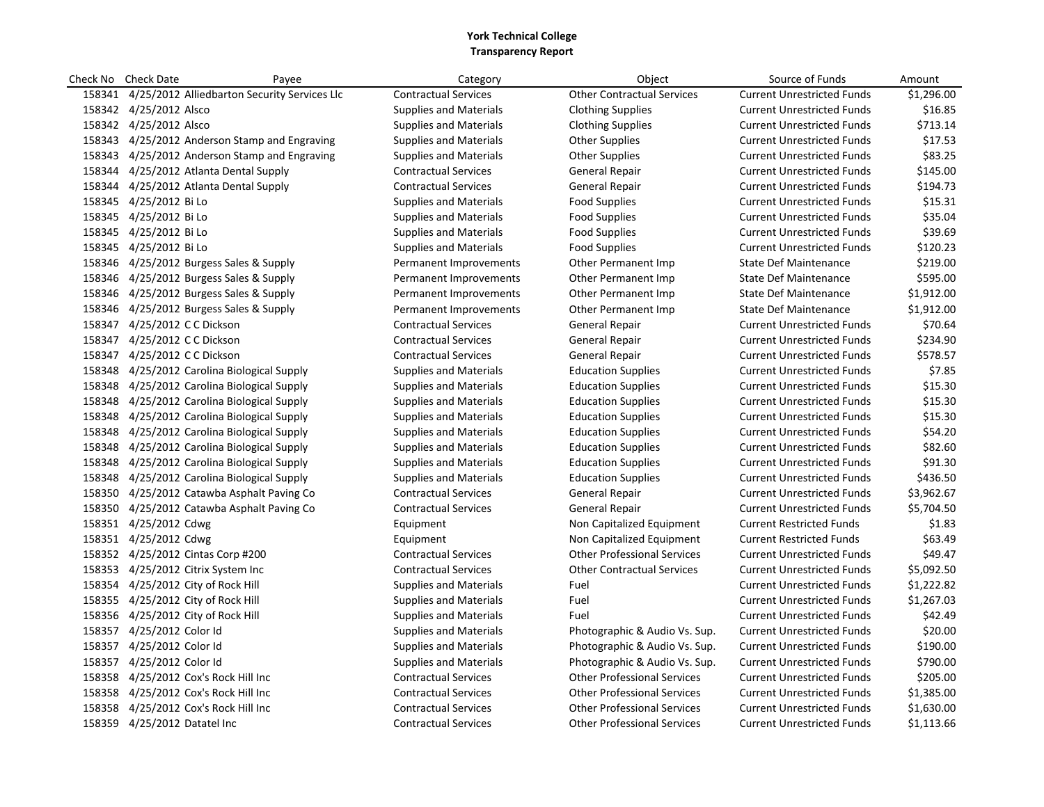**York Technical College**
**Transparency Report**

| Check No | Check Date | Payee | Category | Object | Source of Funds | Amount |
|---|---|---|---|---|---|---|
| 158341 | 4/25/2012 | Alliedbarton Security Services Llc | Contractual Services | Other Contractual Services | Current Unrestricted Funds | $1,296.00 |
| 158342 | 4/25/2012 | Alsco | Supplies and Materials | Clothing Supplies | Current Unrestricted Funds | $16.85 |
| 158342 | 4/25/2012 | Alsco | Supplies and Materials | Clothing Supplies | Current Unrestricted Funds | $713.14 |
| 158343 | 4/25/2012 | Anderson Stamp and Engraving | Supplies and Materials | Other Supplies | Current Unrestricted Funds | $17.53 |
| 158343 | 4/25/2012 | Anderson Stamp and Engraving | Supplies and Materials | Other Supplies | Current Unrestricted Funds | $83.25 |
| 158344 | 4/25/2012 | Atlanta Dental Supply | Contractual Services | General Repair | Current Unrestricted Funds | $145.00 |
| 158344 | 4/25/2012 | Atlanta Dental Supply | Contractual Services | General Repair | Current Unrestricted Funds | $194.73 |
| 158345 | 4/25/2012 | Bi Lo | Supplies and Materials | Food Supplies | Current Unrestricted Funds | $15.31 |
| 158345 | 4/25/2012 | Bi Lo | Supplies and Materials | Food Supplies | Current Unrestricted Funds | $35.04 |
| 158345 | 4/25/2012 | Bi Lo | Supplies and Materials | Food Supplies | Current Unrestricted Funds | $39.69 |
| 158345 | 4/25/2012 | Bi Lo | Supplies and Materials | Food Supplies | Current Unrestricted Funds | $120.23 |
| 158346 | 4/25/2012 | Burgess Sales & Supply | Permanent Improvements | Other Permanent Imp | State Def Maintenance | $219.00 |
| 158346 | 4/25/2012 | Burgess Sales & Supply | Permanent Improvements | Other Permanent Imp | State Def Maintenance | $595.00 |
| 158346 | 4/25/2012 | Burgess Sales & Supply | Permanent Improvements | Other Permanent Imp | State Def Maintenance | $1,912.00 |
| 158346 | 4/25/2012 | Burgess Sales & Supply | Permanent Improvements | Other Permanent Imp | State Def Maintenance | $1,912.00 |
| 158347 | 4/25/2012 | C C Dickson | Contractual Services | General Repair | Current Unrestricted Funds | $70.64 |
| 158347 | 4/25/2012 | C C Dickson | Contractual Services | General Repair | Current Unrestricted Funds | $234.90 |
| 158347 | 4/25/2012 | C C Dickson | Contractual Services | General Repair | Current Unrestricted Funds | $578.57 |
| 158348 | 4/25/2012 | Carolina Biological Supply | Supplies and Materials | Education Supplies | Current Unrestricted Funds | $7.85 |
| 158348 | 4/25/2012 | Carolina Biological Supply | Supplies and Materials | Education Supplies | Current Unrestricted Funds | $15.30 |
| 158348 | 4/25/2012 | Carolina Biological Supply | Supplies and Materials | Education Supplies | Current Unrestricted Funds | $15.30 |
| 158348 | 4/25/2012 | Carolina Biological Supply | Supplies and Materials | Education Supplies | Current Unrestricted Funds | $15.30 |
| 158348 | 4/25/2012 | Carolina Biological Supply | Supplies and Materials | Education Supplies | Current Unrestricted Funds | $54.20 |
| 158348 | 4/25/2012 | Carolina Biological Supply | Supplies and Materials | Education Supplies | Current Unrestricted Funds | $82.60 |
| 158348 | 4/25/2012 | Carolina Biological Supply | Supplies and Materials | Education Supplies | Current Unrestricted Funds | $91.30 |
| 158348 | 4/25/2012 | Carolina Biological Supply | Supplies and Materials | Education Supplies | Current Unrestricted Funds | $436.50 |
| 158350 | 4/25/2012 | Catawba Asphalt Paving Co | Contractual Services | General Repair | Current Unrestricted Funds | $3,962.67 |
| 158350 | 4/25/2012 | Catawba Asphalt Paving Co | Contractual Services | General Repair | Current Unrestricted Funds | $5,704.50 |
| 158351 | 4/25/2012 | Cdwg | Equipment | Non Capitalized Equipment | Current Restricted Funds | $1.83 |
| 158351 | 4/25/2012 | Cdwg | Equipment | Non Capitalized Equipment | Current Restricted Funds | $63.49 |
| 158352 | 4/25/2012 | Cintas Corp #200 | Contractual Services | Other Professional Services | Current Unrestricted Funds | $49.47 |
| 158353 | 4/25/2012 | Citrix System Inc | Contractual Services | Other Contractual Services | Current Unrestricted Funds | $5,092.50 |
| 158354 | 4/25/2012 | City of Rock Hill | Supplies and Materials | Fuel | Current Unrestricted Funds | $1,222.82 |
| 158355 | 4/25/2012 | City of Rock Hill | Supplies and Materials | Fuel | Current Unrestricted Funds | $1,267.03 |
| 158356 | 4/25/2012 | City of Rock Hill | Supplies and Materials | Fuel | Current Unrestricted Funds | $42.49 |
| 158357 | 4/25/2012 | Color Id | Supplies and Materials | Photographic & Audio Vs. Sup. | Current Unrestricted Funds | $20.00 |
| 158357 | 4/25/2012 | Color Id | Supplies and Materials | Photographic & Audio Vs. Sup. | Current Unrestricted Funds | $190.00 |
| 158357 | 4/25/2012 | Color Id | Supplies and Materials | Photographic & Audio Vs. Sup. | Current Unrestricted Funds | $790.00 |
| 158358 | 4/25/2012 | Cox's Rock Hill Inc | Contractual Services | Other Professional Services | Current Unrestricted Funds | $205.00 |
| 158358 | 4/25/2012 | Cox's Rock Hill Inc | Contractual Services | Other Professional Services | Current Unrestricted Funds | $1,385.00 |
| 158358 | 4/25/2012 | Cox's Rock Hill Inc | Contractual Services | Other Professional Services | Current Unrestricted Funds | $1,630.00 |
| 158359 | 4/25/2012 | Datatel Inc | Contractual Services | Other Professional Services | Current Unrestricted Funds | $1,113.66 |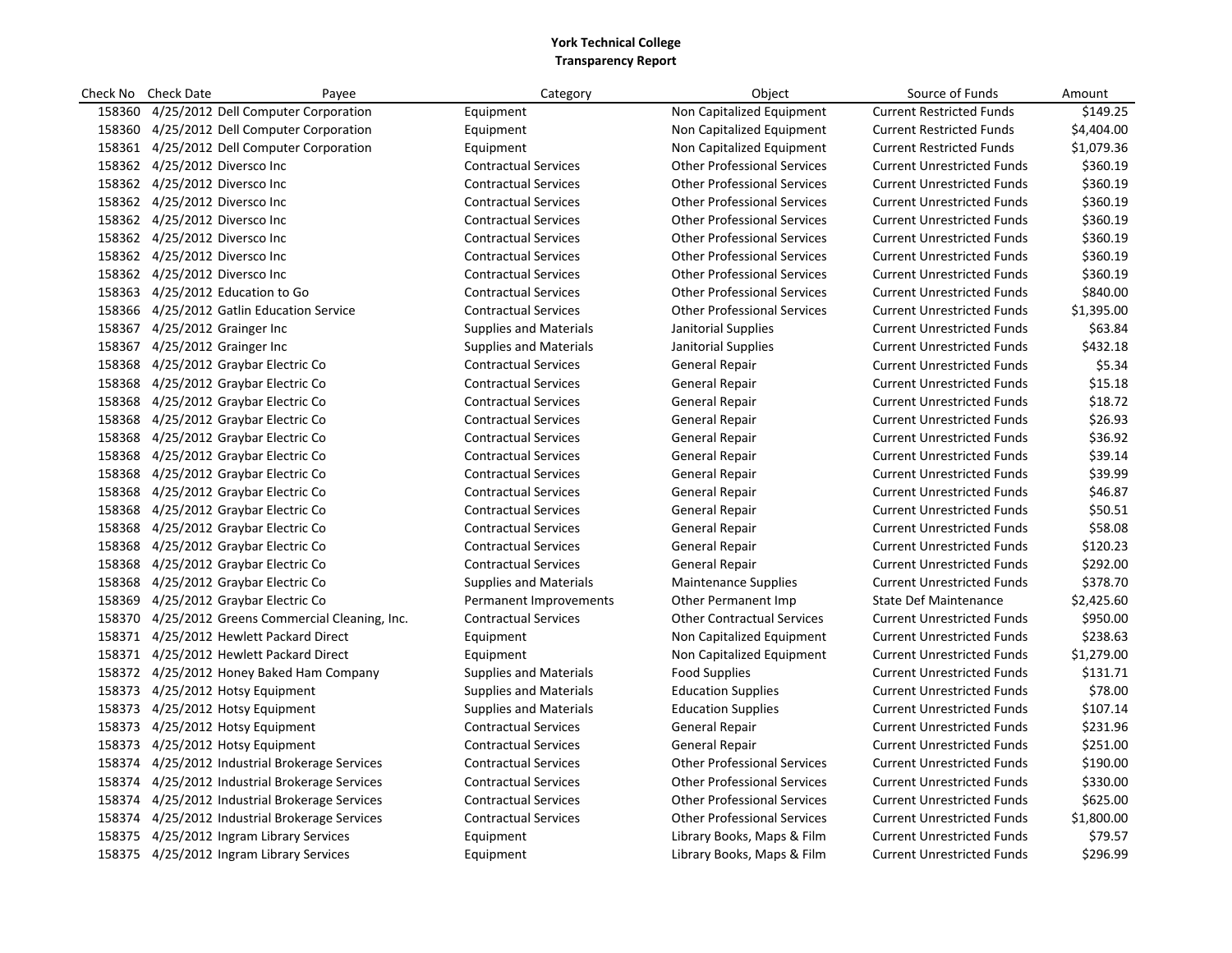**York Technical College**
**Transparency Report**

| Check No | Check Date | Payee | Category | Object | Source of Funds | Amount |
|---|---|---|---|---|---|---|
| 158360 | 4/25/2012 | Dell Computer Corporation | Equipment | Non Capitalized Equipment | Current Restricted Funds | $149.25 |
| 158360 | 4/25/2012 | Dell Computer Corporation | Equipment | Non Capitalized Equipment | Current Restricted Funds | $4,404.00 |
| 158361 | 4/25/2012 | Dell Computer Corporation | Equipment | Non Capitalized Equipment | Current Restricted Funds | $1,079.36 |
| 158362 | 4/25/2012 | Diversco Inc | Contractual Services | Other Professional Services | Current Unrestricted Funds | $360.19 |
| 158362 | 4/25/2012 | Diversco Inc | Contractual Services | Other Professional Services | Current Unrestricted Funds | $360.19 |
| 158362 | 4/25/2012 | Diversco Inc | Contractual Services | Other Professional Services | Current Unrestricted Funds | $360.19 |
| 158362 | 4/25/2012 | Diversco Inc | Contractual Services | Other Professional Services | Current Unrestricted Funds | $360.19 |
| 158362 | 4/25/2012 | Diversco Inc | Contractual Services | Other Professional Services | Current Unrestricted Funds | $360.19 |
| 158362 | 4/25/2012 | Diversco Inc | Contractual Services | Other Professional Services | Current Unrestricted Funds | $360.19 |
| 158362 | 4/25/2012 | Diversco Inc | Contractual Services | Other Professional Services | Current Unrestricted Funds | $360.19 |
| 158363 | 4/25/2012 | Education to Go | Contractual Services | Other Professional Services | Current Unrestricted Funds | $840.00 |
| 158366 | 4/25/2012 | Gatlin Education Service | Contractual Services | Other Professional Services | Current Unrestricted Funds | $1,395.00 |
| 158367 | 4/25/2012 | Grainger Inc | Supplies and Materials | Janitorial Supplies | Current Unrestricted Funds | $63.84 |
| 158367 | 4/25/2012 | Grainger Inc | Supplies and Materials | Janitorial Supplies | Current Unrestricted Funds | $432.18 |
| 158368 | 4/25/2012 | Graybar Electric Co | Contractual Services | General Repair | Current Unrestricted Funds | $5.34 |
| 158368 | 4/25/2012 | Graybar Electric Co | Contractual Services | General Repair | Current Unrestricted Funds | $15.18 |
| 158368 | 4/25/2012 | Graybar Electric Co | Contractual Services | General Repair | Current Unrestricted Funds | $18.72 |
| 158368 | 4/25/2012 | Graybar Electric Co | Contractual Services | General Repair | Current Unrestricted Funds | $26.93 |
| 158368 | 4/25/2012 | Graybar Electric Co | Contractual Services | General Repair | Current Unrestricted Funds | $36.92 |
| 158368 | 4/25/2012 | Graybar Electric Co | Contractual Services | General Repair | Current Unrestricted Funds | $39.14 |
| 158368 | 4/25/2012 | Graybar Electric Co | Contractual Services | General Repair | Current Unrestricted Funds | $39.99 |
| 158368 | 4/25/2012 | Graybar Electric Co | Contractual Services | General Repair | Current Unrestricted Funds | $46.87 |
| 158368 | 4/25/2012 | Graybar Electric Co | Contractual Services | General Repair | Current Unrestricted Funds | $50.51 |
| 158368 | 4/25/2012 | Graybar Electric Co | Contractual Services | General Repair | Current Unrestricted Funds | $58.08 |
| 158368 | 4/25/2012 | Graybar Electric Co | Contractual Services | General Repair | Current Unrestricted Funds | $120.23 |
| 158368 | 4/25/2012 | Graybar Electric Co | Contractual Services | General Repair | Current Unrestricted Funds | $292.00 |
| 158368 | 4/25/2012 | Graybar Electric Co | Supplies and Materials | Maintenance Supplies | Current Unrestricted Funds | $378.70 |
| 158369 | 4/25/2012 | Graybar Electric Co | Permanent Improvements | Other Permanent Imp | State Def Maintenance | $2,425.60 |
| 158370 | 4/25/2012 | Greens Commercial Cleaning, Inc. | Contractual Services | Other Contractual Services | Current Unrestricted Funds | $950.00 |
| 158371 | 4/25/2012 | Hewlett Packard Direct | Equipment | Non Capitalized Equipment | Current Unrestricted Funds | $238.63 |
| 158371 | 4/25/2012 | Hewlett Packard Direct | Equipment | Non Capitalized Equipment | Current Unrestricted Funds | $1,279.00 |
| 158372 | 4/25/2012 | Honey Baked Ham Company | Supplies and Materials | Food Supplies | Current Unrestricted Funds | $131.71 |
| 158373 | 4/25/2012 | Hotsy Equipment | Supplies and Materials | Education Supplies | Current Unrestricted Funds | $78.00 |
| 158373 | 4/25/2012 | Hotsy Equipment | Supplies and Materials | Education Supplies | Current Unrestricted Funds | $107.14 |
| 158373 | 4/25/2012 | Hotsy Equipment | Contractual Services | General Repair | Current Unrestricted Funds | $231.96 |
| 158373 | 4/25/2012 | Hotsy Equipment | Contractual Services | General Repair | Current Unrestricted Funds | $251.00 |
| 158374 | 4/25/2012 | Industrial Brokerage Services | Contractual Services | Other Professional Services | Current Unrestricted Funds | $190.00 |
| 158374 | 4/25/2012 | Industrial Brokerage Services | Contractual Services | Other Professional Services | Current Unrestricted Funds | $330.00 |
| 158374 | 4/25/2012 | Industrial Brokerage Services | Contractual Services | Other Professional Services | Current Unrestricted Funds | $625.00 |
| 158374 | 4/25/2012 | Industrial Brokerage Services | Contractual Services | Other Professional Services | Current Unrestricted Funds | $1,800.00 |
| 158375 | 4/25/2012 | Ingram Library Services | Equipment | Library Books, Maps & Film | Current Unrestricted Funds | $79.57 |
| 158375 | 4/25/2012 | Ingram Library Services | Equipment | Library Books, Maps & Film | Current Unrestricted Funds | $296.99 |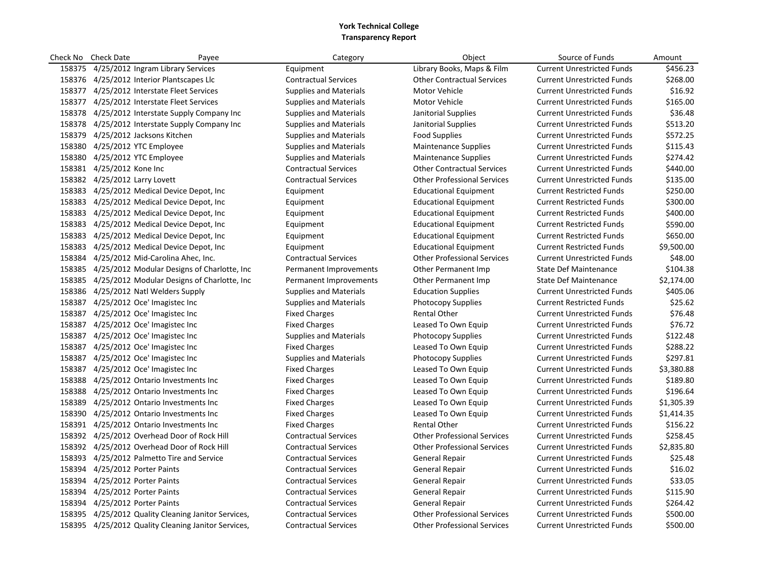**York Technical College**
**Transparency Report**

| Check No | Check Date | Payee | Category | Object | Source of Funds | Amount |
|---|---|---|---|---|---|---|
| 158375 | 4/25/2012 | Ingram Library Services | Equipment | Library Books, Maps & Film | Current Unrestricted Funds | $456.23 |
| 158376 | 4/25/2012 | Interior Plantscapes Llc | Contractual Services | Other Contractual Services | Current Unrestricted Funds | $268.00 |
| 158377 | 4/25/2012 | Interstate Fleet Services | Supplies and Materials | Motor Vehicle | Current Unrestricted Funds | $16.92 |
| 158377 | 4/25/2012 | Interstate Fleet Services | Supplies and Materials | Motor Vehicle | Current Unrestricted Funds | $165.00 |
| 158378 | 4/25/2012 | Interstate Supply Company Inc | Supplies and Materials | Janitorial Supplies | Current Unrestricted Funds | $36.48 |
| 158378 | 4/25/2012 | Interstate Supply Company Inc | Supplies and Materials | Janitorial Supplies | Current Unrestricted Funds | $513.20 |
| 158379 | 4/25/2012 | Jacksons Kitchen | Supplies and Materials | Food Supplies | Current Unrestricted Funds | $572.25 |
| 158380 | 4/25/2012 | YTC Employee | Supplies and Materials | Maintenance Supplies | Current Unrestricted Funds | $115.43 |
| 158380 | 4/25/2012 | YTC Employee | Supplies and Materials | Maintenance Supplies | Current Unrestricted Funds | $274.42 |
| 158381 | 4/25/2012 | Kone Inc | Contractual Services | Other Contractual Services | Current Unrestricted Funds | $440.00 |
| 158382 | 4/25/2012 | Larry Lovett | Contractual Services | Other Professional Services | Current Unrestricted Funds | $135.00 |
| 158383 | 4/25/2012 | Medical Device Depot, Inc | Equipment | Educational Equipment | Current Restricted Funds | $250.00 |
| 158383 | 4/25/2012 | Medical Device Depot, Inc | Equipment | Educational Equipment | Current Restricted Funds | $300.00 |
| 158383 | 4/25/2012 | Medical Device Depot, Inc | Equipment | Educational Equipment | Current Restricted Funds | $400.00 |
| 158383 | 4/25/2012 | Medical Device Depot, Inc | Equipment | Educational Equipment | Current Restricted Funds | $590.00 |
| 158383 | 4/25/2012 | Medical Device Depot, Inc | Equipment | Educational Equipment | Current Restricted Funds | $650.00 |
| 158383 | 4/25/2012 | Medical Device Depot, Inc | Equipment | Educational Equipment | Current Restricted Funds | $9,500.00 |
| 158384 | 4/25/2012 | Mid-Carolina Ahec, Inc. | Contractual Services | Other Professional Services | Current Unrestricted Funds | $48.00 |
| 158385 | 4/25/2012 | Modular Designs of Charlotte, Inc | Permanent Improvements | Other Permanent Imp | State Def Maintenance | $104.38 |
| 158385 | 4/25/2012 | Modular Designs of Charlotte, Inc | Permanent Improvements | Other Permanent Imp | State Def Maintenance | $2,174.00 |
| 158386 | 4/25/2012 | Natl Welders Supply | Supplies and Materials | Education Supplies | Current Unrestricted Funds | $405.06 |
| 158387 | 4/25/2012 | Oce' Imagistec Inc | Supplies and Materials | Photocopy Supplies | Current Restricted Funds | $25.62 |
| 158387 | 4/25/2012 | Oce' Imagistec Inc | Fixed Charges | Rental Other | Current Unrestricted Funds | $76.48 |
| 158387 | 4/25/2012 | Oce' Imagistec Inc | Fixed Charges | Leased To Own Equip | Current Unrestricted Funds | $76.72 |
| 158387 | 4/25/2012 | Oce' Imagistec Inc | Supplies and Materials | Photocopy Supplies | Current Unrestricted Funds | $122.48 |
| 158387 | 4/25/2012 | Oce' Imagistec Inc | Fixed Charges | Leased To Own Equip | Current Unrestricted Funds | $288.22 |
| 158387 | 4/25/2012 | Oce' Imagistec Inc | Supplies and Materials | Photocopy Supplies | Current Unrestricted Funds | $297.81 |
| 158387 | 4/25/2012 | Oce' Imagistec Inc | Fixed Charges | Leased To Own Equip | Current Unrestricted Funds | $3,380.88 |
| 158388 | 4/25/2012 | Ontario Investments Inc | Fixed Charges | Leased To Own Equip | Current Unrestricted Funds | $189.80 |
| 158388 | 4/25/2012 | Ontario Investments Inc | Fixed Charges | Leased To Own Equip | Current Unrestricted Funds | $196.64 |
| 158389 | 4/25/2012 | Ontario Investments Inc | Fixed Charges | Leased To Own Equip | Current Unrestricted Funds | $1,305.39 |
| 158390 | 4/25/2012 | Ontario Investments Inc | Fixed Charges | Leased To Own Equip | Current Unrestricted Funds | $1,414.35 |
| 158391 | 4/25/2012 | Ontario Investments Inc | Fixed Charges | Rental Other | Current Unrestricted Funds | $156.22 |
| 158392 | 4/25/2012 | Overhead Door of Rock Hill | Contractual Services | Other Professional Services | Current Unrestricted Funds | $258.45 |
| 158392 | 4/25/2012 | Overhead Door of Rock Hill | Contractual Services | Other Professional Services | Current Unrestricted Funds | $2,835.80 |
| 158393 | 4/25/2012 | Palmetto Tire and Service | Contractual Services | General Repair | Current Unrestricted Funds | $25.48 |
| 158394 | 4/25/2012 | Porter Paints | Contractual Services | General Repair | Current Unrestricted Funds | $16.02 |
| 158394 | 4/25/2012 | Porter Paints | Contractual Services | General Repair | Current Unrestricted Funds | $33.05 |
| 158394 | 4/25/2012 | Porter Paints | Contractual Services | General Repair | Current Unrestricted Funds | $115.90 |
| 158394 | 4/25/2012 | Porter Paints | Contractual Services | General Repair | Current Unrestricted Funds | $264.42 |
| 158395 | 4/25/2012 | Quality Cleaning Janitor Services, | Contractual Services | Other Professional Services | Current Unrestricted Funds | $500.00 |
| 158395 | 4/25/2012 | Quality Cleaning Janitor Services, | Contractual Services | Other Professional Services | Current Unrestricted Funds | $500.00 |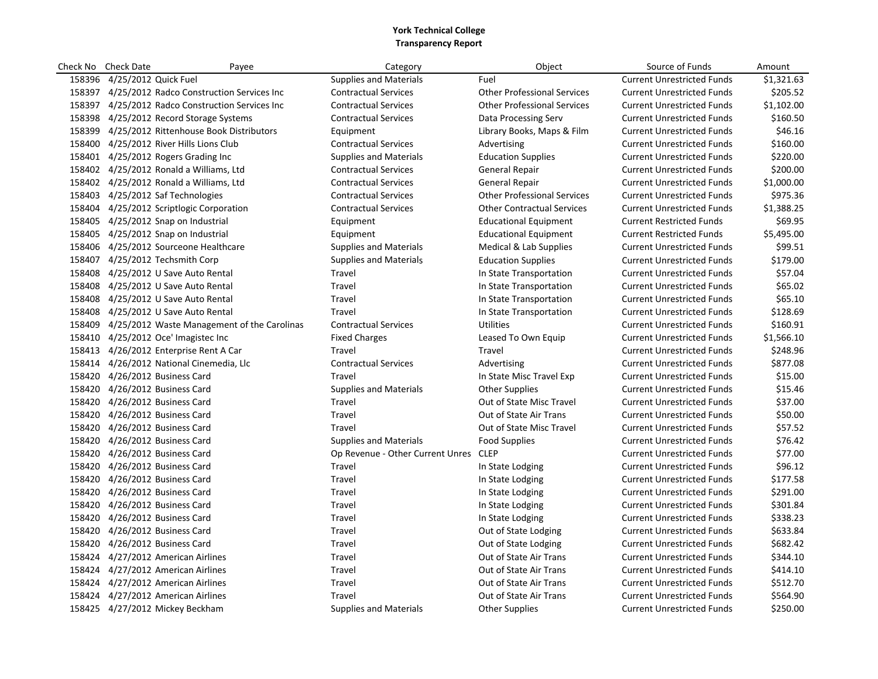# York Technical College
## Transparency Report

| Check No | Check Date | Payee | Category | Object | Source of Funds | Amount |
|---|---|---|---|---|---|---|
| 158396 | 4/25/2012 | Quick Fuel | Supplies and Materials | Fuel | Current Unrestricted Funds | $1,321.63 |
| 158397 | 4/25/2012 | Radco Construction Services Inc | Contractual Services | Other Professional Services | Current Unrestricted Funds | $205.52 |
| 158397 | 4/25/2012 | Radco Construction Services Inc | Contractual Services | Other Professional Services | Current Unrestricted Funds | $1,102.00 |
| 158398 | 4/25/2012 | Record Storage Systems | Contractual Services | Data Processing Serv | Current Unrestricted Funds | $160.50 |
| 158399 | 4/25/2012 | Rittenhouse Book Distributors | Equipment | Library Books, Maps & Film | Current Unrestricted Funds | $46.16 |
| 158400 | 4/25/2012 | River Hills Lions Club | Contractual Services | Advertising | Current Unrestricted Funds | $160.00 |
| 158401 | 4/25/2012 | Rogers Grading Inc | Supplies and Materials | Education Supplies | Current Unrestricted Funds | $220.00 |
| 158402 | 4/25/2012 | Ronald a Williams, Ltd | Contractual Services | General Repair | Current Unrestricted Funds | $200.00 |
| 158402 | 4/25/2012 | Ronald a Williams, Ltd | Contractual Services | General Repair | Current Unrestricted Funds | $1,000.00 |
| 158403 | 4/25/2012 | Saf Technologies | Contractual Services | Other Professional Services | Current Unrestricted Funds | $975.36 |
| 158404 | 4/25/2012 | Scriptlogic Corporation | Contractual Services | Other Contractual Services | Current Unrestricted Funds | $1,388.25 |
| 158405 | 4/25/2012 | Snap on Industrial | Equipment | Educational Equipment | Current Restricted Funds | $69.95 |
| 158405 | 4/25/2012 | Snap on Industrial | Equipment | Educational Equipment | Current Restricted Funds | $5,495.00 |
| 158406 | 4/25/2012 | Sourceone Healthcare | Supplies and Materials | Medical & Lab Supplies | Current Unrestricted Funds | $99.51 |
| 158407 | 4/25/2012 | Techsmith Corp | Supplies and Materials | Education Supplies | Current Unrestricted Funds | $179.00 |
| 158408 | 4/25/2012 | U Save Auto Rental | Travel | In State Transportation | Current Unrestricted Funds | $57.04 |
| 158408 | 4/25/2012 | U Save Auto Rental | Travel | In State Transportation | Current Unrestricted Funds | $65.02 |
| 158408 | 4/25/2012 | U Save Auto Rental | Travel | In State Transportation | Current Unrestricted Funds | $65.10 |
| 158408 | 4/25/2012 | U Save Auto Rental | Travel | In State Transportation | Current Unrestricted Funds | $128.69 |
| 158409 | 4/25/2012 | Waste Management of the Carolinas | Contractual Services | Utilities | Current Unrestricted Funds | $160.91 |
| 158410 | 4/25/2012 | Oce' Imagistec Inc | Fixed Charges | Leased To Own Equip | Current Unrestricted Funds | $1,566.10 |
| 158413 | 4/26/2012 | Enterprise Rent A Car | Travel | Travel | Current Unrestricted Funds | $248.96 |
| 158414 | 4/26/2012 | National Cinemedia, Llc | Contractual Services | Advertising | Current Unrestricted Funds | $877.08 |
| 158420 | 4/26/2012 | Business Card | Travel | In State Misc Travel Exp | Current Unrestricted Funds | $15.00 |
| 158420 | 4/26/2012 | Business Card | Supplies and Materials | Other Supplies | Current Unrestricted Funds | $15.46 |
| 158420 | 4/26/2012 | Business Card | Travel | Out of State Misc Travel | Current Unrestricted Funds | $37.00 |
| 158420 | 4/26/2012 | Business Card | Travel | Out of State Air Trans | Current Unrestricted Funds | $50.00 |
| 158420 | 4/26/2012 | Business Card | Travel | Out of State Misc Travel | Current Unrestricted Funds | $57.52 |
| 158420 | 4/26/2012 | Business Card | Supplies and Materials | Food Supplies | Current Unrestricted Funds | $76.42 |
| 158420 | 4/26/2012 | Business Card | Op Revenue - Other Current Unres | CLEP | Current Unrestricted Funds | $77.00 |
| 158420 | 4/26/2012 | Business Card | Travel | In State Lodging | Current Unrestricted Funds | $96.12 |
| 158420 | 4/26/2012 | Business Card | Travel | In State Lodging | Current Unrestricted Funds | $177.58 |
| 158420 | 4/26/2012 | Business Card | Travel | In State Lodging | Current Unrestricted Funds | $291.00 |
| 158420 | 4/26/2012 | Business Card | Travel | In State Lodging | Current Unrestricted Funds | $301.84 |
| 158420 | 4/26/2012 | Business Card | Travel | In State Lodging | Current Unrestricted Funds | $338.23 |
| 158420 | 4/26/2012 | Business Card | Travel | Out of State Lodging | Current Unrestricted Funds | $633.84 |
| 158420 | 4/26/2012 | Business Card | Travel | Out of State Lodging | Current Unrestricted Funds | $682.42 |
| 158424 | 4/27/2012 | American Airlines | Travel | Out of State Air Trans | Current Unrestricted Funds | $344.10 |
| 158424 | 4/27/2012 | American Airlines | Travel | Out of State Air Trans | Current Unrestricted Funds | $414.10 |
| 158424 | 4/27/2012 | American Airlines | Travel | Out of State Air Trans | Current Unrestricted Funds | $512.70 |
| 158424 | 4/27/2012 | American Airlines | Travel | Out of State Air Trans | Current Unrestricted Funds | $564.90 |
| 158425 | 4/27/2012 | Mickey Beckham | Supplies and Materials | Other Supplies | Current Unrestricted Funds | $250.00 |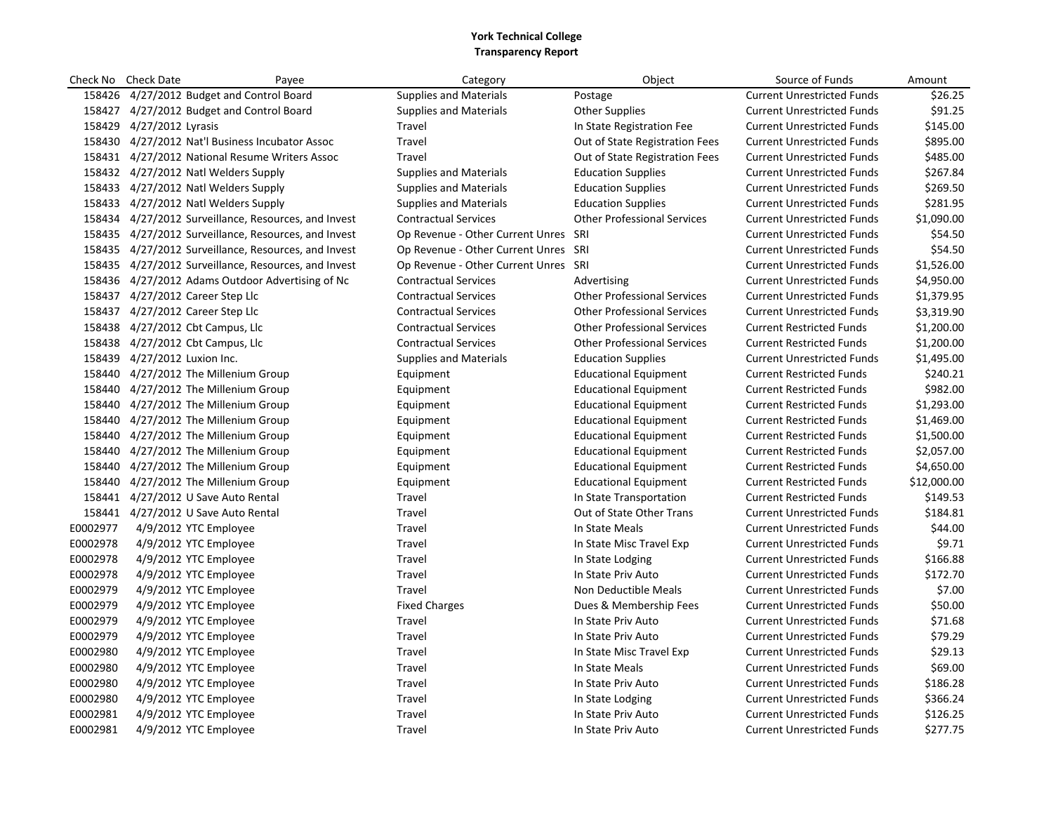**York Technical College**
**Transparency Report**

| Check No | Check Date | Payee | Category | Object | Source of Funds | Amount |
|---|---|---|---|---|---|---|
| 158426 | 4/27/2012 | Budget and Control Board | Supplies and Materials | Postage | Current Unrestricted Funds | $26.25 |
| 158427 | 4/27/2012 | Budget and Control Board | Supplies and Materials | Other Supplies | Current Unrestricted Funds | $91.25 |
| 158429 | 4/27/2012 | Lyrasis | Travel | In State Registration Fee | Current Unrestricted Funds | $145.00 |
| 158430 | 4/27/2012 | Nat'l Business Incubator Assoc | Travel | Out of State Registration Fees | Current Unrestricted Funds | $895.00 |
| 158431 | 4/27/2012 | National Resume Writers Assoc | Travel | Out of State Registration Fees | Current Unrestricted Funds | $485.00 |
| 158432 | 4/27/2012 | Natl Welders Supply | Supplies and Materials | Education Supplies | Current Unrestricted Funds | $267.84 |
| 158433 | 4/27/2012 | Natl Welders Supply | Supplies and Materials | Education Supplies | Current Unrestricted Funds | $269.50 |
| 158433 | 4/27/2012 | Natl Welders Supply | Supplies and Materials | Education Supplies | Current Unrestricted Funds | $281.95 |
| 158434 | 4/27/2012 | Surveillance, Resources, and Invest | Contractual Services | Other Professional Services | Current Unrestricted Funds | $1,090.00 |
| 158435 | 4/27/2012 | Surveillance, Resources, and Invest | Op Revenue - Other Current Unres | SRI | Current Unrestricted Funds | $54.50 |
| 158435 | 4/27/2012 | Surveillance, Resources, and Invest | Op Revenue - Other Current Unres | SRI | Current Unrestricted Funds | $54.50 |
| 158435 | 4/27/2012 | Surveillance, Resources, and Invest | Op Revenue - Other Current Unres | SRI | Current Unrestricted Funds | $1,526.00 |
| 158436 | 4/27/2012 | Adams Outdoor Advertising of Nc | Contractual Services | Advertising | Current Unrestricted Funds | $4,950.00 |
| 158437 | 4/27/2012 | Career Step Llc | Contractual Services | Other Professional Services | Current Unrestricted Funds | $1,379.95 |
| 158437 | 4/27/2012 | Career Step Llc | Contractual Services | Other Professional Services | Current Unrestricted Funds | $3,319.90 |
| 158438 | 4/27/2012 | Cbt Campus, Llc | Contractual Services | Other Professional Services | Current Restricted Funds | $1,200.00 |
| 158438 | 4/27/2012 | Cbt Campus, Llc | Contractual Services | Other Professional Services | Current Restricted Funds | $1,200.00 |
| 158439 | 4/27/2012 | Luxion Inc. | Supplies and Materials | Education Supplies | Current Unrestricted Funds | $1,495.00 |
| 158440 | 4/27/2012 | The Millenium Group | Equipment | Educational Equipment | Current Restricted Funds | $240.21 |
| 158440 | 4/27/2012 | The Millenium Group | Equipment | Educational Equipment | Current Restricted Funds | $982.00 |
| 158440 | 4/27/2012 | The Millenium Group | Equipment | Educational Equipment | Current Restricted Funds | $1,293.00 |
| 158440 | 4/27/2012 | The Millenium Group | Equipment | Educational Equipment | Current Restricted Funds | $1,469.00 |
| 158440 | 4/27/2012 | The Millenium Group | Equipment | Educational Equipment | Current Restricted Funds | $1,500.00 |
| 158440 | 4/27/2012 | The Millenium Group | Equipment | Educational Equipment | Current Restricted Funds | $2,057.00 |
| 158440 | 4/27/2012 | The Millenium Group | Equipment | Educational Equipment | Current Restricted Funds | $4,650.00 |
| 158440 | 4/27/2012 | The Millenium Group | Equipment | Educational Equipment | Current Restricted Funds | $12,000.00 |
| 158441 | 4/27/2012 | U Save Auto Rental | Travel | In State Transportation | Current Restricted Funds | $149.53 |
| 158441 | 4/27/2012 | U Save Auto Rental | Travel | Out of State Other Trans | Current Unrestricted Funds | $184.81 |
| E0002977 | 4/9/2012 | YTC Employee | Travel | In State Meals | Current Unrestricted Funds | $44.00 |
| E0002978 | 4/9/2012 | YTC Employee | Travel | In State Misc Travel Exp | Current Unrestricted Funds | $9.71 |
| E0002978 | 4/9/2012 | YTC Employee | Travel | In State Lodging | Current Unrestricted Funds | $166.88 |
| E0002978 | 4/9/2012 | YTC Employee | Travel | In State Priv Auto | Current Unrestricted Funds | $172.70 |
| E0002979 | 4/9/2012 | YTC Employee | Travel | Non Deductible Meals | Current Unrestricted Funds | $7.00 |
| E0002979 | 4/9/2012 | YTC Employee | Fixed Charges | Dues & Membership Fees | Current Unrestricted Funds | $50.00 |
| E0002979 | 4/9/2012 | YTC Employee | Travel | In State Priv Auto | Current Unrestricted Funds | $71.68 |
| E0002979 | 4/9/2012 | YTC Employee | Travel | In State Priv Auto | Current Unrestricted Funds | $79.29 |
| E0002980 | 4/9/2012 | YTC Employee | Travel | In State Misc Travel Exp | Current Unrestricted Funds | $29.13 |
| E0002980 | 4/9/2012 | YTC Employee | Travel | In State Meals | Current Unrestricted Funds | $69.00 |
| E0002980 | 4/9/2012 | YTC Employee | Travel | In State Priv Auto | Current Unrestricted Funds | $186.28 |
| E0002980 | 4/9/2012 | YTC Employee | Travel | In State Lodging | Current Unrestricted Funds | $366.24 |
| E0002981 | 4/9/2012 | YTC Employee | Travel | In State Priv Auto | Current Unrestricted Funds | $126.25 |
| E0002981 | 4/9/2012 | YTC Employee | Travel | In State Priv Auto | Current Unrestricted Funds | $277.75 |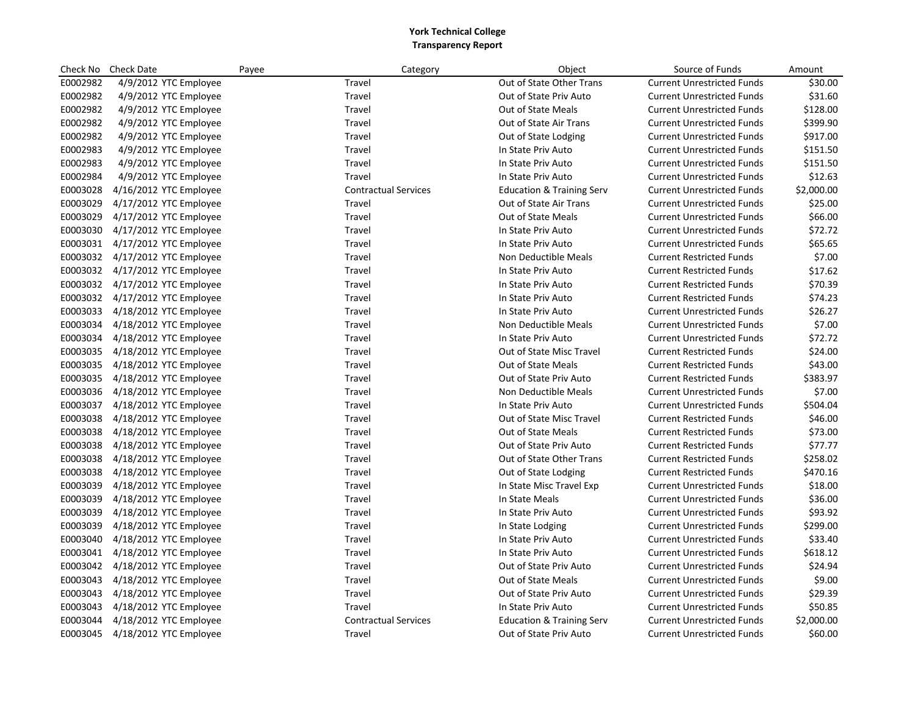**York Technical College**
**Transparency Report**

| Check No | Check Date | Payee | Category | Object | Source of Funds | Amount |
|---|---|---|---|---|---|---|
| E0002982 | 4/9/2012 | YTC Employee | Travel | Out of State Other Trans | Current Unrestricted Funds | $30.00 |
| E0002982 | 4/9/2012 | YTC Employee | Travel | Out of State Priv Auto | Current Unrestricted Funds | $31.60 |
| E0002982 | 4/9/2012 | YTC Employee | Travel | Out of State Meals | Current Unrestricted Funds | $128.00 |
| E0002982 | 4/9/2012 | YTC Employee | Travel | Out of State Air Trans | Current Unrestricted Funds | $399.90 |
| E0002982 | 4/9/2012 | YTC Employee | Travel | Out of State Lodging | Current Unrestricted Funds | $917.00 |
| E0002983 | 4/9/2012 | YTC Employee | Travel | In State Priv Auto | Current Unrestricted Funds | $151.50 |
| E0002983 | 4/9/2012 | YTC Employee | Travel | In State Priv Auto | Current Unrestricted Funds | $151.50 |
| E0002984 | 4/9/2012 | YTC Employee | Travel | In State Priv Auto | Current Unrestricted Funds | $12.63 |
| E0003028 | 4/16/2012 | YTC Employee | Contractual Services | Education & Training Serv | Current Unrestricted Funds | $2,000.00 |
| E0003029 | 4/17/2012 | YTC Employee | Travel | Out of State Air Trans | Current Unrestricted Funds | $25.00 |
| E0003029 | 4/17/2012 | YTC Employee | Travel | Out of State Meals | Current Unrestricted Funds | $66.00 |
| E0003030 | 4/17/2012 | YTC Employee | Travel | In State Priv Auto | Current Unrestricted Funds | $72.72 |
| E0003031 | 4/17/2012 | YTC Employee | Travel | In State Priv Auto | Current Unrestricted Funds | $65.65 |
| E0003032 | 4/17/2012 | YTC Employee | Travel | Non Deductible Meals | Current Restricted Funds | $7.00 |
| E0003032 | 4/17/2012 | YTC Employee | Travel | In State Priv Auto | Current Restricted Funds | $17.62 |
| E0003032 | 4/17/2012 | YTC Employee | Travel | In State Priv Auto | Current Restricted Funds | $70.39 |
| E0003032 | 4/17/2012 | YTC Employee | Travel | In State Priv Auto | Current Restricted Funds | $74.23 |
| E0003033 | 4/18/2012 | YTC Employee | Travel | In State Priv Auto | Current Unrestricted Funds | $26.27 |
| E0003034 | 4/18/2012 | YTC Employee | Travel | Non Deductible Meals | Current Unrestricted Funds | $7.00 |
| E0003034 | 4/18/2012 | YTC Employee | Travel | In State Priv Auto | Current Unrestricted Funds | $72.72 |
| E0003035 | 4/18/2012 | YTC Employee | Travel | Out of State Misc Travel | Current Restricted Funds | $24.00 |
| E0003035 | 4/18/2012 | YTC Employee | Travel | Out of State Meals | Current Restricted Funds | $43.00 |
| E0003035 | 4/18/2012 | YTC Employee | Travel | Out of State Priv Auto | Current Restricted Funds | $383.97 |
| E0003036 | 4/18/2012 | YTC Employee | Travel | Non Deductible Meals | Current Unrestricted Funds | $7.00 |
| E0003037 | 4/18/2012 | YTC Employee | Travel | In State Priv Auto | Current Unrestricted Funds | $504.04 |
| E0003038 | 4/18/2012 | YTC Employee | Travel | Out of State Misc Travel | Current Restricted Funds | $46.00 |
| E0003038 | 4/18/2012 | YTC Employee | Travel | Out of State Meals | Current Restricted Funds | $73.00 |
| E0003038 | 4/18/2012 | YTC Employee | Travel | Out of State Priv Auto | Current Restricted Funds | $77.77 |
| E0003038 | 4/18/2012 | YTC Employee | Travel | Out of State Other Trans | Current Restricted Funds | $258.02 |
| E0003038 | 4/18/2012 | YTC Employee | Travel | Out of State Lodging | Current Restricted Funds | $470.16 |
| E0003039 | 4/18/2012 | YTC Employee | Travel | In State Misc Travel Exp | Current Unrestricted Funds | $18.00 |
| E0003039 | 4/18/2012 | YTC Employee | Travel | In State Meals | Current Unrestricted Funds | $36.00 |
| E0003039 | 4/18/2012 | YTC Employee | Travel | In State Priv Auto | Current Unrestricted Funds | $93.92 |
| E0003039 | 4/18/2012 | YTC Employee | Travel | In State Lodging | Current Unrestricted Funds | $299.00 |
| E0003040 | 4/18/2012 | YTC Employee | Travel | In State Priv Auto | Current Unrestricted Funds | $33.40 |
| E0003041 | 4/18/2012 | YTC Employee | Travel | In State Priv Auto | Current Unrestricted Funds | $618.12 |
| E0003042 | 4/18/2012 | YTC Employee | Travel | Out of State Priv Auto | Current Unrestricted Funds | $24.94 |
| E0003043 | 4/18/2012 | YTC Employee | Travel | Out of State Meals | Current Unrestricted Funds | $9.00 |
| E0003043 | 4/18/2012 | YTC Employee | Travel | Out of State Priv Auto | Current Unrestricted Funds | $29.39 |
| E0003043 | 4/18/2012 | YTC Employee | Travel | In State Priv Auto | Current Unrestricted Funds | $50.85 |
| E0003044 | 4/18/2012 | YTC Employee | Contractual Services | Education & Training Serv | Current Unrestricted Funds | $2,000.00 |
| E0003045 | 4/18/2012 | YTC Employee | Travel | Out of State Priv Auto | Current Unrestricted Funds | $60.00 |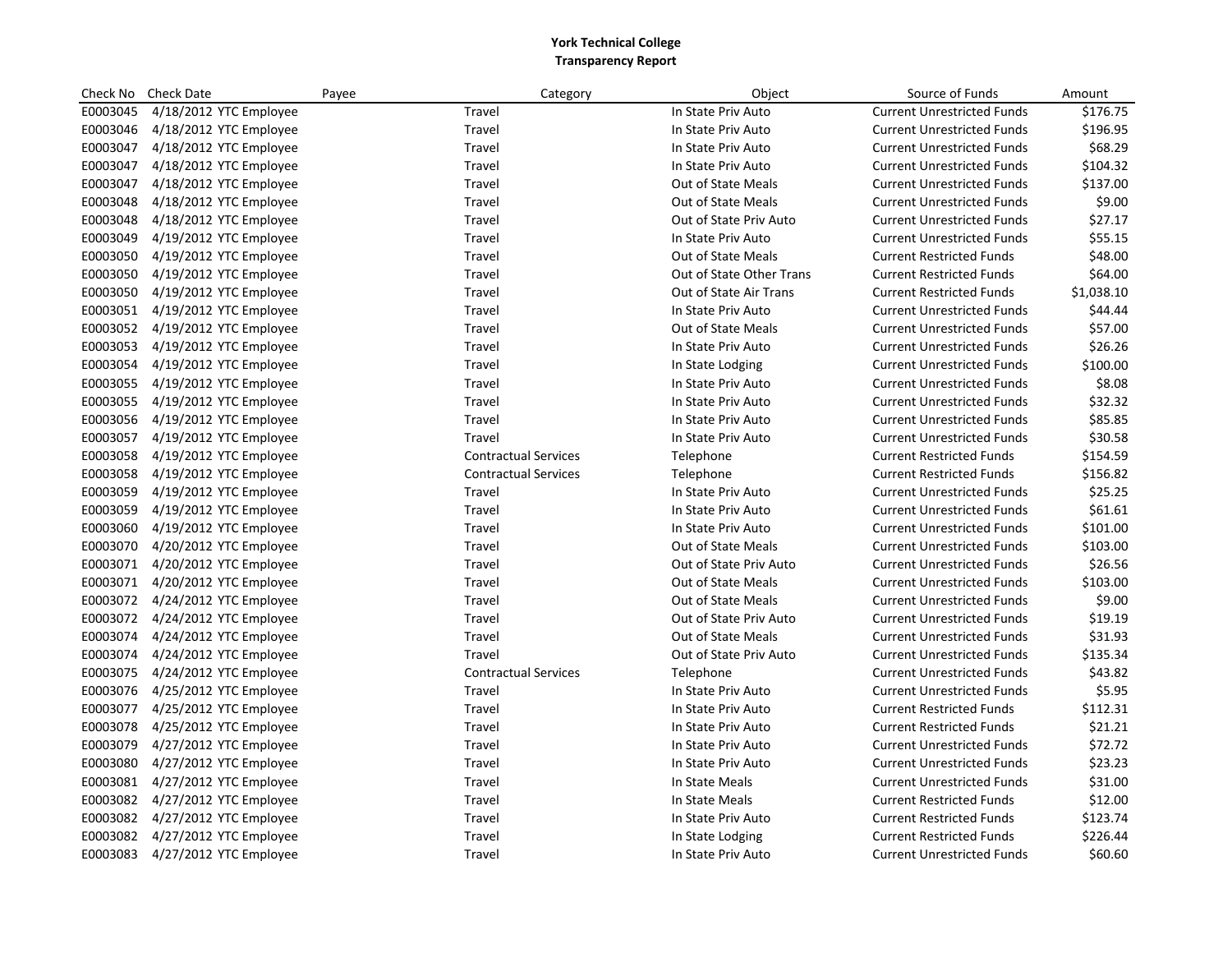**York Technical College**
**Transparency Report**

| Check No | Check Date | Payee | Category | Object | Source of Funds | Amount |
|---|---|---|---|---|---|---|
| E0003045 | 4/18/2012 | YTC Employee | Travel | In State Priv Auto | Current Unrestricted Funds | $176.75 |
| E0003046 | 4/18/2012 | YTC Employee | Travel | In State Priv Auto | Current Unrestricted Funds | $196.95 |
| E0003047 | 4/18/2012 | YTC Employee | Travel | In State Priv Auto | Current Unrestricted Funds | $68.29 |
| E0003047 | 4/18/2012 | YTC Employee | Travel | In State Priv Auto | Current Unrestricted Funds | $104.32 |
| E0003047 | 4/18/2012 | YTC Employee | Travel | Out of State Meals | Current Unrestricted Funds | $137.00 |
| E0003048 | 4/18/2012 | YTC Employee | Travel | Out of State Meals | Current Unrestricted Funds | $9.00 |
| E0003048 | 4/18/2012 | YTC Employee | Travel | Out of State Priv Auto | Current Unrestricted Funds | $27.17 |
| E0003049 | 4/19/2012 | YTC Employee | Travel | In State Priv Auto | Current Unrestricted Funds | $55.15 |
| E0003050 | 4/19/2012 | YTC Employee | Travel | Out of State Meals | Current Restricted Funds | $48.00 |
| E0003050 | 4/19/2012 | YTC Employee | Travel | Out of State Other Trans | Current Restricted Funds | $64.00 |
| E0003050 | 4/19/2012 | YTC Employee | Travel | Out of State Air Trans | Current Restricted Funds | $1,038.10 |
| E0003051 | 4/19/2012 | YTC Employee | Travel | In State Priv Auto | Current Unrestricted Funds | $44.44 |
| E0003052 | 4/19/2012 | YTC Employee | Travel | Out of State Meals | Current Unrestricted Funds | $57.00 |
| E0003053 | 4/19/2012 | YTC Employee | Travel | In State Priv Auto | Current Unrestricted Funds | $26.26 |
| E0003054 | 4/19/2012 | YTC Employee | Travel | In State Lodging | Current Unrestricted Funds | $100.00 |
| E0003055 | 4/19/2012 | YTC Employee | Travel | In State Priv Auto | Current Unrestricted Funds | $8.08 |
| E0003055 | 4/19/2012 | YTC Employee | Travel | In State Priv Auto | Current Unrestricted Funds | $32.32 |
| E0003056 | 4/19/2012 | YTC Employee | Travel | In State Priv Auto | Current Unrestricted Funds | $85.85 |
| E0003057 | 4/19/2012 | YTC Employee | Travel | In State Priv Auto | Current Unrestricted Funds | $30.58 |
| E0003058 | 4/19/2012 | YTC Employee | Contractual Services | Telephone | Current Restricted Funds | $154.59 |
| E0003058 | 4/19/2012 | YTC Employee | Contractual Services | Telephone | Current Restricted Funds | $156.82 |
| E0003059 | 4/19/2012 | YTC Employee | Travel | In State Priv Auto | Current Unrestricted Funds | $25.25 |
| E0003059 | 4/19/2012 | YTC Employee | Travel | In State Priv Auto | Current Unrestricted Funds | $61.61 |
| E0003060 | 4/19/2012 | YTC Employee | Travel | In State Priv Auto | Current Unrestricted Funds | $101.00 |
| E0003070 | 4/20/2012 | YTC Employee | Travel | Out of State Meals | Current Unrestricted Funds | $103.00 |
| E0003071 | 4/20/2012 | YTC Employee | Travel | Out of State Priv Auto | Current Unrestricted Funds | $26.56 |
| E0003071 | 4/20/2012 | YTC Employee | Travel | Out of State Meals | Current Unrestricted Funds | $103.00 |
| E0003072 | 4/24/2012 | YTC Employee | Travel | Out of State Meals | Current Unrestricted Funds | $9.00 |
| E0003072 | 4/24/2012 | YTC Employee | Travel | Out of State Priv Auto | Current Unrestricted Funds | $19.19 |
| E0003074 | 4/24/2012 | YTC Employee | Travel | Out of State Meals | Current Unrestricted Funds | $31.93 |
| E0003074 | 4/24/2012 | YTC Employee | Travel | Out of State Priv Auto | Current Unrestricted Funds | $135.34 |
| E0003075 | 4/24/2012 | YTC Employee | Contractual Services | Telephone | Current Unrestricted Funds | $43.82 |
| E0003076 | 4/25/2012 | YTC Employee | Travel | In State Priv Auto | Current Unrestricted Funds | $5.95 |
| E0003077 | 4/25/2012 | YTC Employee | Travel | In State Priv Auto | Current Restricted Funds | $112.31 |
| E0003078 | 4/25/2012 | YTC Employee | Travel | In State Priv Auto | Current Restricted Funds | $21.21 |
| E0003079 | 4/27/2012 | YTC Employee | Travel | In State Priv Auto | Current Unrestricted Funds | $72.72 |
| E0003080 | 4/27/2012 | YTC Employee | Travel | In State Priv Auto | Current Unrestricted Funds | $23.23 |
| E0003081 | 4/27/2012 | YTC Employee | Travel | In State Meals | Current Unrestricted Funds | $31.00 |
| E0003082 | 4/27/2012 | YTC Employee | Travel | In State Meals | Current Restricted Funds | $12.00 |
| E0003082 | 4/27/2012 | YTC Employee | Travel | In State Priv Auto | Current Restricted Funds | $123.74 |
| E0003082 | 4/27/2012 | YTC Employee | Travel | In State Lodging | Current Restricted Funds | $226.44 |
| E0003083 | 4/27/2012 | YTC Employee | Travel | In State Priv Auto | Current Unrestricted Funds | $60.60 |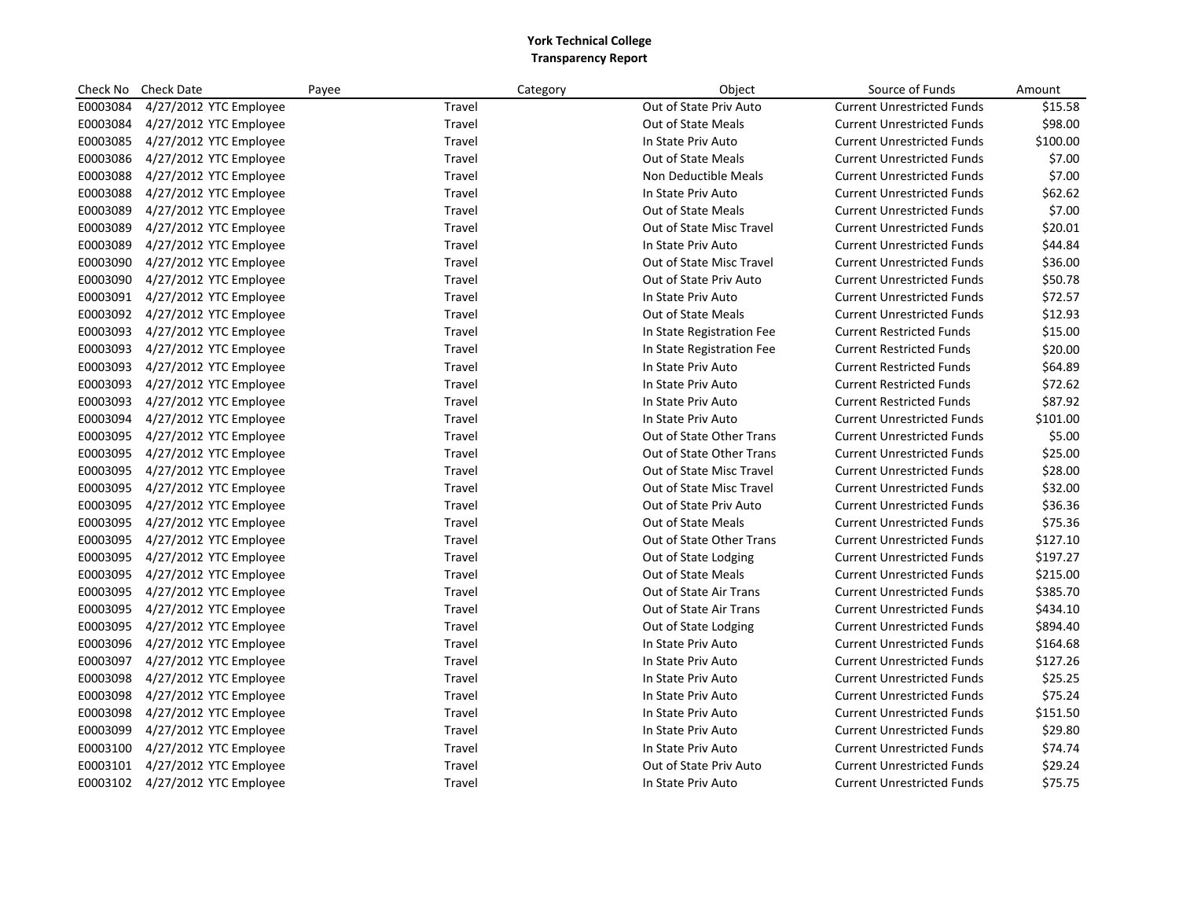# York Technical College
## Transparency Report

| Check No | Check Date | Payee | Category | Object | Source of Funds | Amount |
|---|---|---|---|---|---|---|
| E0003084 | 4/27/2012 | YTC Employee | Travel | Out of State Priv Auto | Current Unrestricted Funds | $15.58 |
| E0003084 | 4/27/2012 | YTC Employee | Travel | Out of State Meals | Current Unrestricted Funds | $98.00 |
| E0003085 | 4/27/2012 | YTC Employee | Travel | In State Priv Auto | Current Unrestricted Funds | $100.00 |
| E0003086 | 4/27/2012 | YTC Employee | Travel | Out of State Meals | Current Unrestricted Funds | $7.00 |
| E0003088 | 4/27/2012 | YTC Employee | Travel | Non Deductible Meals | Current Unrestricted Funds | $7.00 |
| E0003088 | 4/27/2012 | YTC Employee | Travel | In State Priv Auto | Current Unrestricted Funds | $62.62 |
| E0003089 | 4/27/2012 | YTC Employee | Travel | Out of State Meals | Current Unrestricted Funds | $7.00 |
| E0003089 | 4/27/2012 | YTC Employee | Travel | Out of State Misc Travel | Current Unrestricted Funds | $20.01 |
| E0003089 | 4/27/2012 | YTC Employee | Travel | In State Priv Auto | Current Unrestricted Funds | $44.84 |
| E0003090 | 4/27/2012 | YTC Employee | Travel | Out of State Misc Travel | Current Unrestricted Funds | $36.00 |
| E0003090 | 4/27/2012 | YTC Employee | Travel | Out of State Priv Auto | Current Unrestricted Funds | $50.78 |
| E0003091 | 4/27/2012 | YTC Employee | Travel | In State Priv Auto | Current Unrestricted Funds | $72.57 |
| E0003092 | 4/27/2012 | YTC Employee | Travel | Out of State Meals | Current Unrestricted Funds | $12.93 |
| E0003093 | 4/27/2012 | YTC Employee | Travel | In State Registration Fee | Current Restricted Funds | $15.00 |
| E0003093 | 4/27/2012 | YTC Employee | Travel | In State Registration Fee | Current Restricted Funds | $20.00 |
| E0003093 | 4/27/2012 | YTC Employee | Travel | In State Priv Auto | Current Restricted Funds | $64.89 |
| E0003093 | 4/27/2012 | YTC Employee | Travel | In State Priv Auto | Current Restricted Funds | $72.62 |
| E0003093 | 4/27/2012 | YTC Employee | Travel | In State Priv Auto | Current Restricted Funds | $87.92 |
| E0003094 | 4/27/2012 | YTC Employee | Travel | In State Priv Auto | Current Unrestricted Funds | $101.00 |
| E0003095 | 4/27/2012 | YTC Employee | Travel | Out of State Other Trans | Current Unrestricted Funds | $5.00 |
| E0003095 | 4/27/2012 | YTC Employee | Travel | Out of State Other Trans | Current Unrestricted Funds | $25.00 |
| E0003095 | 4/27/2012 | YTC Employee | Travel | Out of State Misc Travel | Current Unrestricted Funds | $28.00 |
| E0003095 | 4/27/2012 | YTC Employee | Travel | Out of State Misc Travel | Current Unrestricted Funds | $32.00 |
| E0003095 | 4/27/2012 | YTC Employee | Travel | Out of State Priv Auto | Current Unrestricted Funds | $36.36 |
| E0003095 | 4/27/2012 | YTC Employee | Travel | Out of State Meals | Current Unrestricted Funds | $75.36 |
| E0003095 | 4/27/2012 | YTC Employee | Travel | Out of State Other Trans | Current Unrestricted Funds | $127.10 |
| E0003095 | 4/27/2012 | YTC Employee | Travel | Out of State Lodging | Current Unrestricted Funds | $197.27 |
| E0003095 | 4/27/2012 | YTC Employee | Travel | Out of State Meals | Current Unrestricted Funds | $215.00 |
| E0003095 | 4/27/2012 | YTC Employee | Travel | Out of State Air Trans | Current Unrestricted Funds | $385.70 |
| E0003095 | 4/27/2012 | YTC Employee | Travel | Out of State Air Trans | Current Unrestricted Funds | $434.10 |
| E0003095 | 4/27/2012 | YTC Employee | Travel | Out of State Lodging | Current Unrestricted Funds | $894.40 |
| E0003096 | 4/27/2012 | YTC Employee | Travel | In State Priv Auto | Current Unrestricted Funds | $164.68 |
| E0003097 | 4/27/2012 | YTC Employee | Travel | In State Priv Auto | Current Unrestricted Funds | $127.26 |
| E0003098 | 4/27/2012 | YTC Employee | Travel | In State Priv Auto | Current Unrestricted Funds | $25.25 |
| E0003098 | 4/27/2012 | YTC Employee | Travel | In State Priv Auto | Current Unrestricted Funds | $75.24 |
| E0003098 | 4/27/2012 | YTC Employee | Travel | In State Priv Auto | Current Unrestricted Funds | $151.50 |
| E0003099 | 4/27/2012 | YTC Employee | Travel | In State Priv Auto | Current Unrestricted Funds | $29.80 |
| E0003100 | 4/27/2012 | YTC Employee | Travel | In State Priv Auto | Current Unrestricted Funds | $74.74 |
| E0003101 | 4/27/2012 | YTC Employee | Travel | Out of State Priv Auto | Current Unrestricted Funds | $29.24 |
| E0003102 | 4/27/2012 | YTC Employee | Travel | In State Priv Auto | Current Unrestricted Funds | $75.75 |